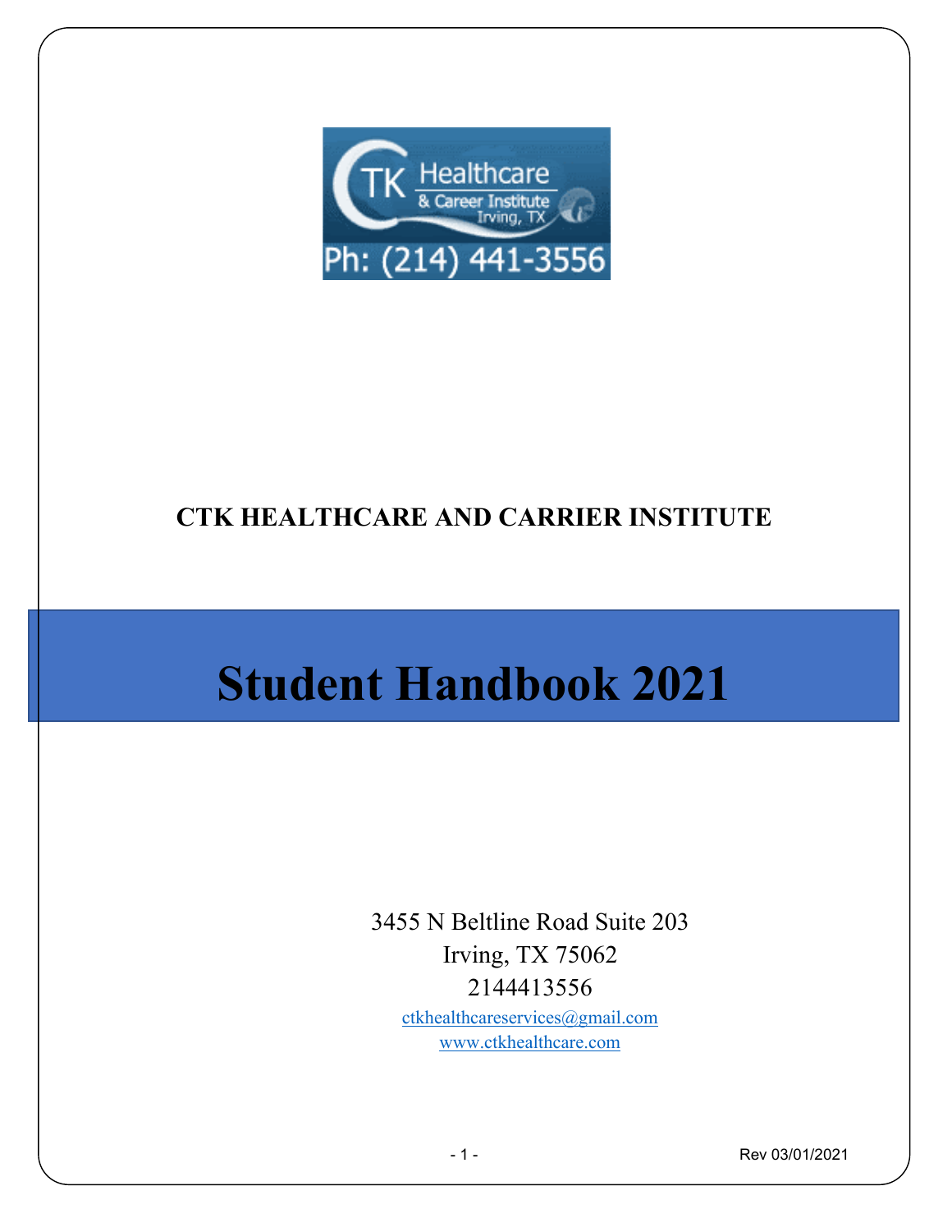# CTK HEALTHCARE AND CARRIER INSTITUTE

# Student Handbook 2021

3455 N Beltline Road Suite 203
Irving, TX 75062
2144413556
ctkhealthcareservices@gmail.com
www.ctkhealthcare.com

Rev 03/01/2021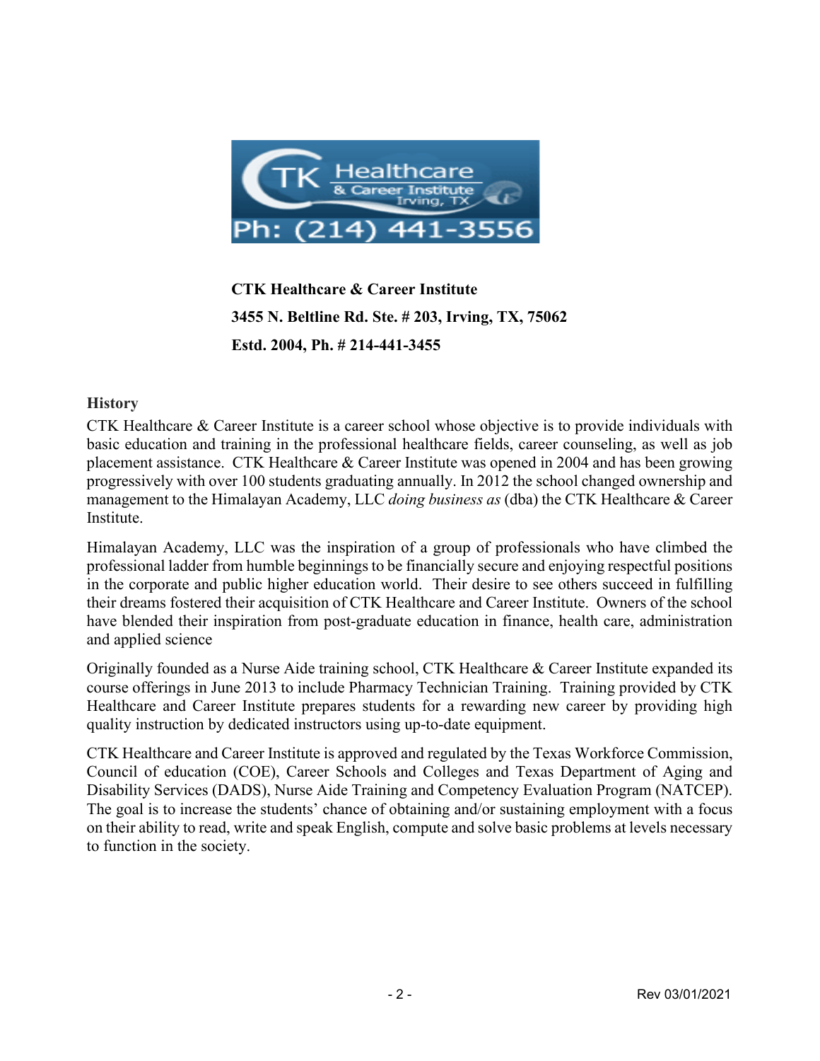**CTK Healthcare & Career Institute**

**3455 N. Beltline Rd. Ste. # 203, Irving, TX, 75062**

**Estd. 2004, Ph. # 214-441-3455**

## History

CTK Healthcare & Career Institute is a career school whose objective is to provide individuals with basic education and training in the professional healthcare fields, career counseling, as well as job placement assistance. CTK Healthcare & Career Institute was opened in 2004 and has been growing progressively with over 100 students graduating annually. In 2012 the school changed ownership and management to the Himalayan Academy, LLC *doing business as* (dba) the CTK Healthcare & Career Institute.

Himalayan Academy, LLC was the inspiration of a group of professionals who have climbed the professional ladder from humble beginnings to be financially secure and enjoying respectful positions in the corporate and public higher education world. Their desire to see others succeed in fulfilling their dreams fostered their acquisition of CTK Healthcare and Career Institute. Owners of the school have blended their inspiration from post-graduate education in finance, health care, administration and applied science

Originally founded as a Nurse Aide training school, CTK Healthcare & Career Institute expanded its course offerings in June 2013 to include Pharmacy Technician Training. Training provided by CTK Healthcare and Career Institute prepares students for a rewarding new career by providing high quality instruction by dedicated instructors using up-to-date equipment.

CTK Healthcare and Career Institute is approved and regulated by the Texas Workforce Commission, Council of education (COE), Career Schools and Colleges and Texas Department of Aging and Disability Services (DADS), Nurse Aide Training and Competency Evaluation Program (NATCEP). The goal is to increase the students' chance of obtaining and/or sustaining employment with a focus on their ability to read, write and speak English, compute and solve basic problems at levels necessary to function in the society.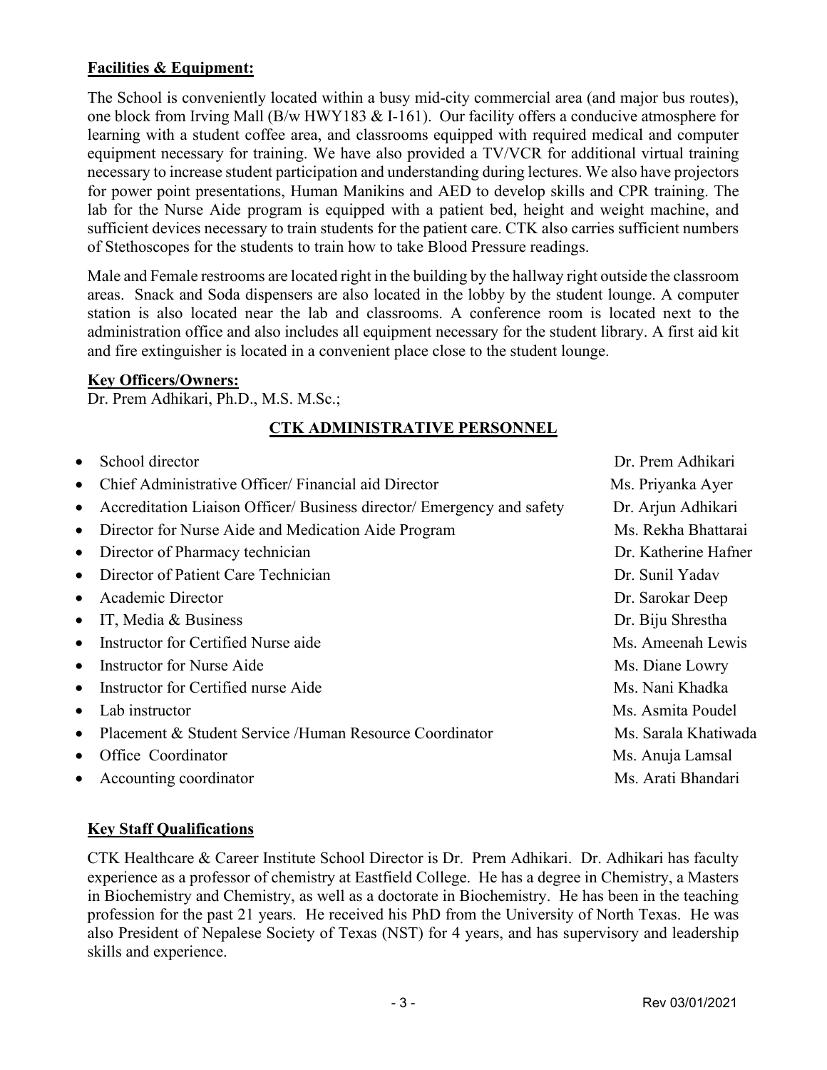**Facilities & Equipment:**

The School is conveniently located within a busy mid-city commercial area (and major bus routes), one block from Irving Mall (B/w HWY183 & I-161). Our facility offers a conducive atmosphere for learning with a student coffee area, and classrooms equipped with required medical and computer equipment necessary for training. We have also provided a TV/VCR for additional virtual training necessary to increase student participation and understanding during lectures. We also have projectors for power point presentations, Human Manikins and AED to develop skills and CPR training. The lab for the Nurse Aide program is equipped with a patient bed, height and weight machine, and sufficient devices necessary to train students for the patient care. CTK also carries sufficient numbers of Stethoscopes for the students to train how to take Blood Pressure readings.

Male and Female restrooms are located right in the building by the hallway right outside the classroom areas. Snack and Soda dispensers are also located in the lobby by the student lounge. A computer station is also located near the lab and classrooms. A conference room is located next to the administration office and also includes all equipment necessary for the student library. A first aid kit and fire extinguisher is located in a convenient place close to the student lounge.

**Key Officers/Owners:**

Dr. Prem Adhikari, Ph.D., M.S. M.Sc.;

**CTK ADMINISTRATIVE PERSONNEL**

- School director — Dr. Prem Adhikari
- Chief Administrative Officer/ Financial aid Director — Ms. Priyanka Ayer
- Accreditation Liaison Officer/ Business director/ Emergency and safety — Dr. Arjun Adhikari
- Director for Nurse Aide and Medication Aide Program — Ms. Rekha Bhattarai
- Director of Pharmacy technician — Dr. Katherine Hafner
- Director of Patient Care Technician — Dr. Sunil Yadav
- Academic Director — Dr. Sarokar Deep
- IT, Media & Business — Dr. Biju Shrestha
- Instructor for Certified Nurse aide — Ms. Ameenah Lewis
- Instructor for Nurse Aide — Ms. Diane Lowry
- Instructor for Certified nurse Aide — Ms. Nani Khadka
- Lab instructor — Ms. Asmita Poudel
- Placement & Student Service /Human Resource Coordinator — Ms. Sarala Khatiwada
- Office Coordinator — Ms. Anuja Lamsal
- Accounting coordinator — Ms. Arati Bhandari

**Key Staff Qualifications**

CTK Healthcare & Career Institute School Director is Dr. Prem Adhikari. Dr. Adhikari has faculty experience as a professor of chemistry at Eastfield College. He has a degree in Chemistry, a Masters in Biochemistry and Chemistry, as well as a doctorate in Biochemistry. He has been in the teaching profession for the past 21 years. He received his PhD from the University of North Texas. He was also President of Nepalese Society of Texas (NST) for 4 years, and has supervisory and leadership skills and experience.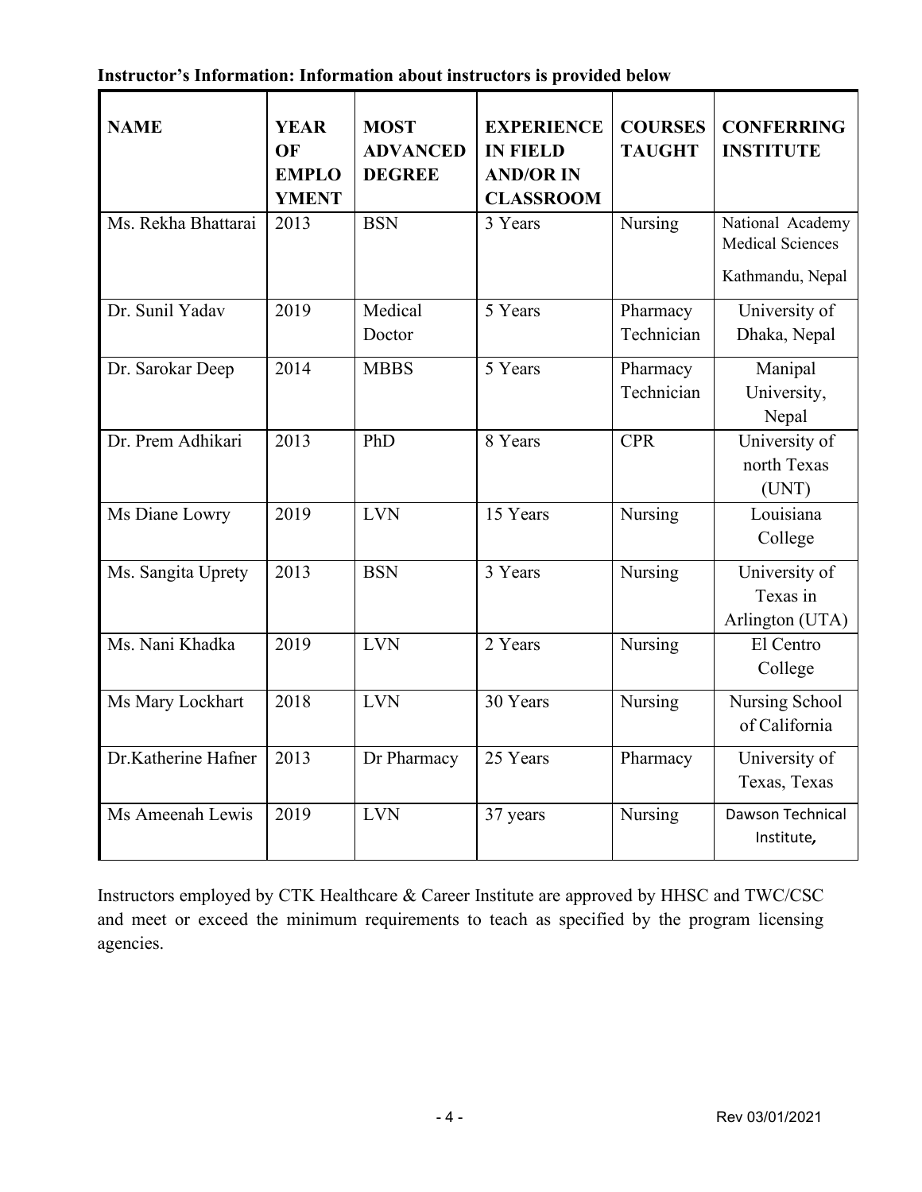**Instructor's Information: Information about instructors is provided below**

| NAME | YEAR OF EMPLOYMENT | MOST ADVANCED DEGREE | EXPERIENCE IN FIELD AND/OR IN CLASSROOM | COURSES TAUGHT | CONFERRING INSTITUTE |
|---|---|---|---|---|---|
| Ms. Rekha Bhattarai | 2013 | BSN | 3 Years | Nursing | National Academy Medical Sciences Kathmandu, Nepal |
| Dr. Sunil Yadav | 2019 | Medical Doctor | 5 Years | Pharmacy Technician | University of Dhaka, Nepal |
| Dr. Sarokar Deep | 2014 | MBBS | 5 Years | Pharmacy Technician | Manipal University, Nepal |
| Dr. Prem Adhikari | 2013 | PhD | 8 Years | CPR | University of north Texas (UNT) |
| Ms Diane Lowry | 2019 | LVN | 15 Years | Nursing | Louisiana College |
| Ms. Sangita Uprety | 2013 | BSN | 3 Years | Nursing | University of Texas in Arlington (UTA) |
| Ms. Nani Khadka | 2019 | LVN | 2 Years | Nursing | El Centro College |
| Ms Mary Lockhart | 2018 | LVN | 30 Years | Nursing | Nursing School of California |
| Dr.Katherine Hafner | 2013 | Dr Pharmacy | 25 Years | Pharmacy | University of Texas, Texas |
| Ms Ameenah Lewis | 2019 | LVN | 37 years | Nursing | Dawson Technical Institute, |

Instructors employed by CTK Healthcare & Career Institute are approved by HHSC and TWC/CSC and meet or exceed the minimum requirements to teach as specified by the program licensing agencies.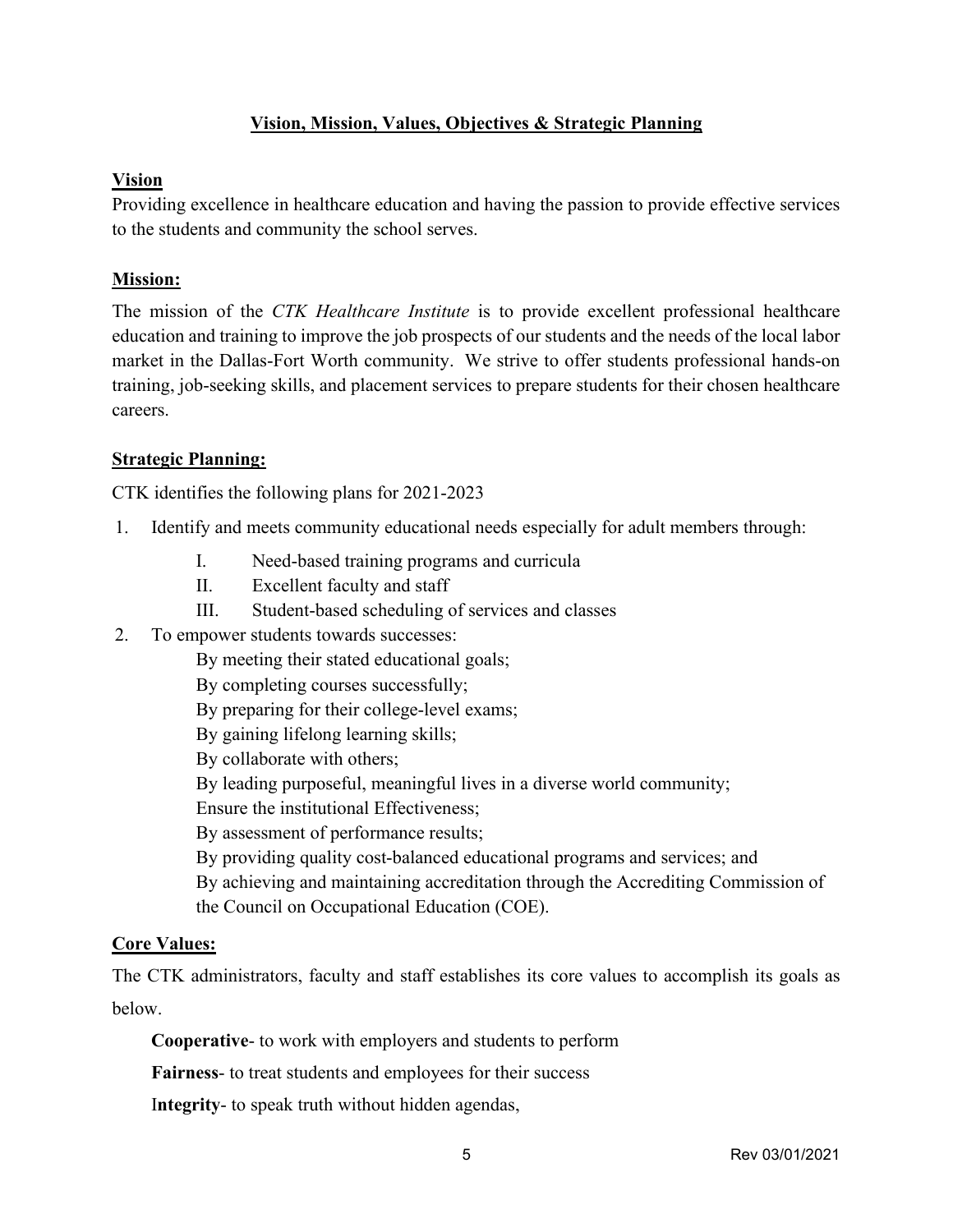## Vision, Mission, Values, Objectives & Strategic Planning

### Vision

Providing excellence in healthcare education and having the passion to provide effective services to the students and community the school serves.

### Mission:

The mission of the *CTK Healthcare Institute* is to provide excellent professional healthcare education and training to improve the job prospects of our students and the needs of the local labor market in the Dallas-Fort Worth community. We strive to offer students professional hands-on training, job-seeking skills, and placement services to prepare students for their chosen healthcare careers.

### Strategic Planning:

CTK identifies the following plans for 2021-2023

1. Identify and meets community educational needs especially for adult members through:
   - I. Need-based training programs and curricula
   - II. Excellent faculty and staff
   - III. Student-based scheduling of services and classes
2. To empower students towards successes:

   By meeting their stated educational goals;  
   By completing courses successfully;  
   By preparing for their college-level exams;  
   By gaining lifelong learning skills;  
   By collaborate with others;  
   By leading purposeful, meaningful lives in a diverse world community;  
   Ensure the institutional Effectiveness;  
   By assessment of performance results;  
   By providing quality cost-balanced educational programs and services; and  
   By achieving and maintaining accreditation through the Accrediting Commission of the Council on Occupational Education (COE).

### Core Values:

The CTK administrators, faculty and staff establishes its core values to accomplish its goals as below.

**Cooperative**- to work with employers and students to perform

**Fairness**- to treat students and employees for their success

**Integrity**- to speak truth without hidden agendas,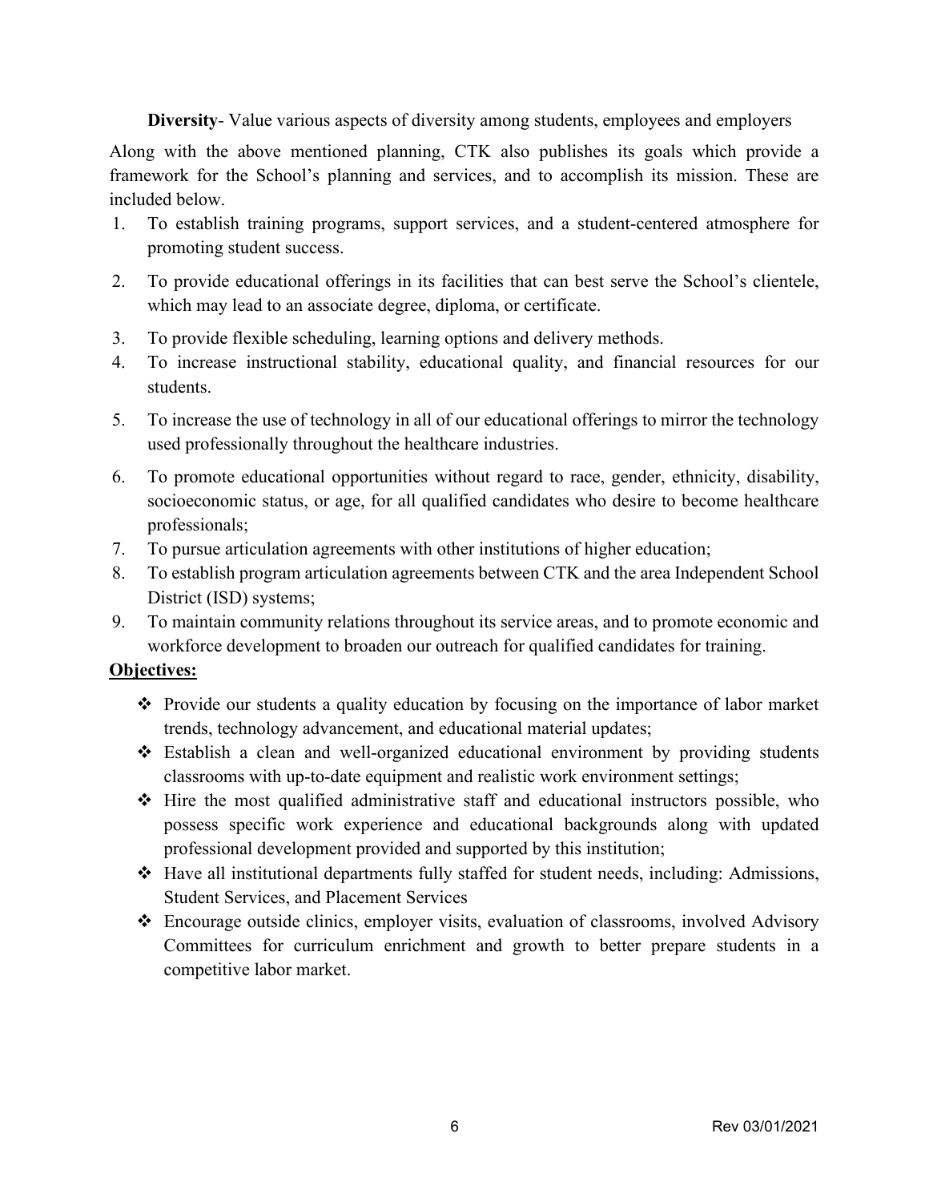**Diversity**- Value various aspects of diversity among students, employees and employers

Along with the above mentioned planning, CTK also publishes its goals which provide a framework for the School's planning and services, and to accomplish its mission. These are included below.

1. To establish training programs, support services, and a student-centered atmosphere for promoting student success.
2. To provide educational offerings in its facilities that can best serve the School's clientele, which may lead to an associate degree, diploma, or certificate.
3. To provide flexible scheduling, learning options and delivery methods.
4. To increase instructional stability, educational quality, and financial resources for our students.
5. To increase the use of technology in all of our educational offerings to mirror the technology used professionally throughout the healthcare industries.
6. To promote educational opportunities without regard to race, gender, ethnicity, disability, socioeconomic status, or age, for all qualified candidates who desire to become healthcare professionals;
7. To pursue articulation agreements with other institutions of higher education;
8. To establish program articulation agreements between CTK and the area Independent School District (ISD) systems;
9. To maintain community relations throughout its service areas, and to promote economic and workforce development to broaden our outreach for qualified candidates for training.

**Objectives:**

- Provide our students a quality education by focusing on the importance of labor market trends, technology advancement, and educational material updates;
- Establish a clean and well-organized educational environment by providing students classrooms with up-to-date equipment and realistic work environment settings;
- Hire the most qualified administrative staff and educational instructors possible, who possess specific work experience and educational backgrounds along with updated professional development provided and supported by this institution;
- Have all institutional departments fully staffed for student needs, including: Admissions, Student Services, and Placement Services
- Encourage outside clinics, employer visits, evaluation of classrooms, involved Advisory Committees for curriculum enrichment and growth to better prepare students in a competitive labor market.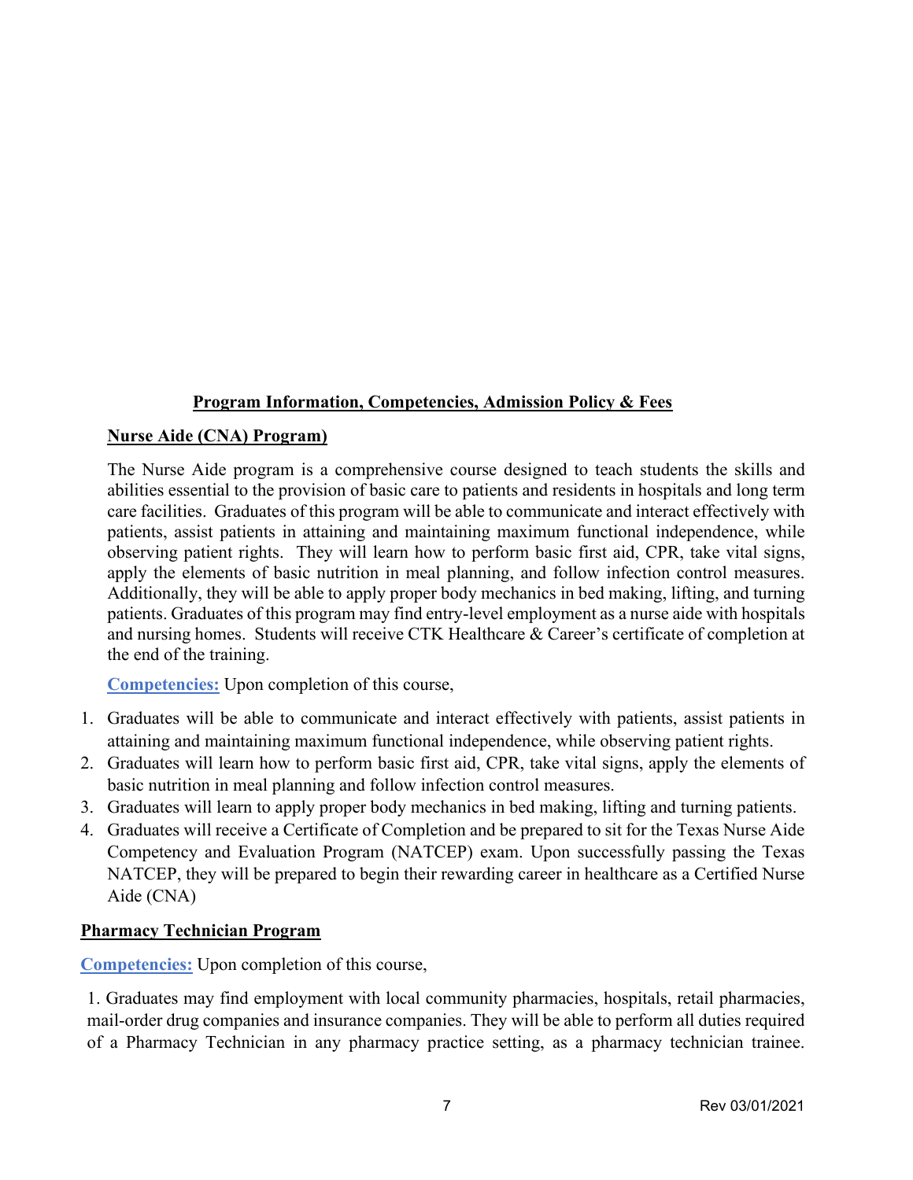## Program Information, Competencies, Admission Policy & Fees

### Nurse Aide (CNA) Program)

The Nurse Aide program is a comprehensive course designed to teach students the skills and abilities essential to the provision of basic care to patients and residents in hospitals and long term care facilities. Graduates of this program will be able to communicate and interact effectively with patients, assist patients in attaining and maintaining maximum functional independence, while observing patient rights. They will learn how to perform basic first aid, CPR, take vital signs, apply the elements of basic nutrition in meal planning, and follow infection control measures. Additionally, they will be able to apply proper body mechanics in bed making, lifting, and turning patients. Graduates of this program may find entry-level employment as a nurse aide with hospitals and nursing homes. Students will receive CTK Healthcare & Career's certificate of completion at the end of the training.

**Competencies:** Upon completion of this course,

1. Graduates will be able to communicate and interact effectively with patients, assist patients in attaining and maintaining maximum functional independence, while observing patient rights.
2. Graduates will learn how to perform basic first aid, CPR, take vital signs, apply the elements of basic nutrition in meal planning and follow infection control measures.
3. Graduates will learn to apply proper body mechanics in bed making, lifting and turning patients.
4. Graduates will receive a Certificate of Completion and be prepared to sit for the Texas Nurse Aide Competency and Evaluation Program (NATCEP) exam. Upon successfully passing the Texas NATCEP, they will be prepared to begin their rewarding career in healthcare as a Certified Nurse Aide (CNA)

### Pharmacy Technician Program

**Competencies:** Upon completion of this course,

1. Graduates may find employment with local community pharmacies, hospitals, retail pharmacies, mail-order drug companies and insurance companies. They will be able to perform all duties required of a Pharmacy Technician in any pharmacy practice setting, as a pharmacy technician trainee.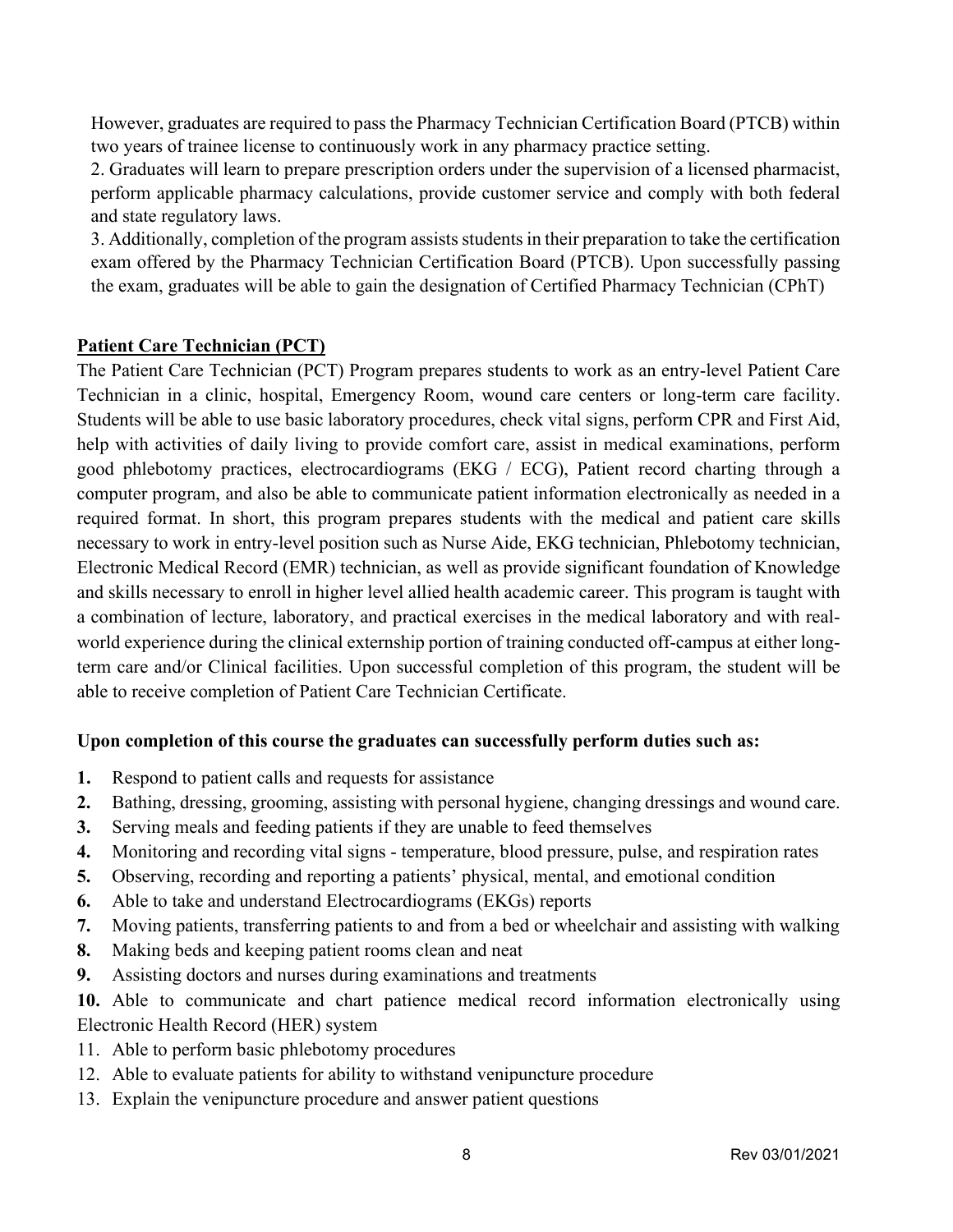However, graduates are required to pass the Pharmacy Technician Certification Board (PTCB) within two years of trainee license to continuously work in any pharmacy practice setting.

2. Graduates will learn to prepare prescription orders under the supervision of a licensed pharmacist, perform applicable pharmacy calculations, provide customer service and comply with both federal and state regulatory laws.

3. Additionally, completion of the program assists students in their preparation to take the certification exam offered by the Pharmacy Technician Certification Board (PTCB). Upon successfully passing the exam, graduates will be able to gain the designation of Certified Pharmacy Technician (CPhT)

## Patient Care Technician (PCT)

The Patient Care Technician (PCT) Program prepares students to work as an entry-level Patient Care Technician in a clinic, hospital, Emergency Room, wound care centers or long-term care facility. Students will be able to use basic laboratory procedures, check vital signs, perform CPR and First Aid, help with activities of daily living to provide comfort care, assist in medical examinations, perform good phlebotomy practices, electrocardiograms (EKG / ECG), Patient record charting through a computer program, and also be able to communicate patient information electronically as needed in a required format. In short, this program prepares students with the medical and patient care skills necessary to work in entry-level position such as Nurse Aide, EKG technician, Phlebotomy technician, Electronic Medical Record (EMR) technician, as well as provide significant foundation of Knowledge and skills necessary to enroll in higher level allied health academic career. This program is taught with a combination of lecture, laboratory, and practical exercises in the medical laboratory and with real-world experience during the clinical externship portion of training conducted off-campus at either long-term care and/or Clinical facilities. Upon successful completion of this program, the student will be able to receive completion of Patient Care Technician Certificate.

**Upon completion of this course the graduates can successfully perform duties such as:**

1. Respond to patient calls and requests for assistance
2. Bathing, dressing, grooming, assisting with personal hygiene, changing dressings and wound care.
3. Serving meals and feeding patients if they are unable to feed themselves
4. Monitoring and recording vital signs - temperature, blood pressure, pulse, and respiration rates
5. Observing, recording and reporting a patients' physical, mental, and emotional condition
6. Able to take and understand Electrocardiograms (EKGs) reports
7. Moving patients, transferring patients to and from a bed or wheelchair and assisting with walking
8. Making beds and keeping patient rooms clean and neat
9. Assisting doctors and nurses during examinations and treatments
10. Able to communicate and chart patience medical record information electronically using Electronic Health Record (HER) system
11. Able to perform basic phlebotomy procedures
12. Able to evaluate patients for ability to withstand venipuncture procedure
13. Explain the venipuncture procedure and answer patient questions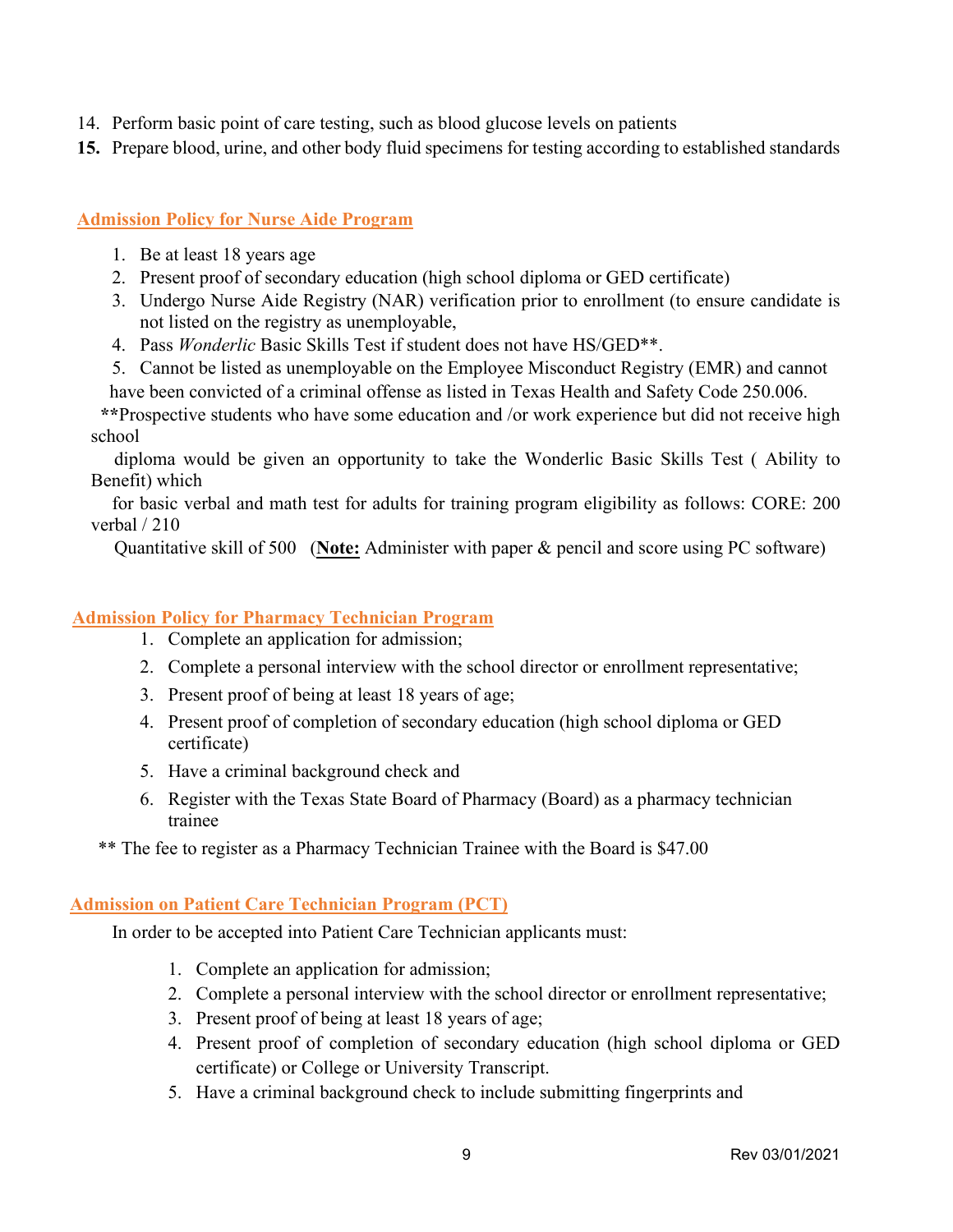14. Perform basic point of care testing, such as blood glucose levels on patients
15. Prepare blood, urine, and other body fluid specimens for testing according to established standards

## Admission Policy for Nurse Aide Program

1. Be at least 18 years age
2. Present proof of secondary education (high school diploma or GED certificate)
3. Undergo Nurse Aide Registry (NAR) verification prior to enrollment (to ensure candidate is not listed on the registry as unemployable,
4. Pass *Wonderlic* Basic Skills Test if student does not have HS/GED**.
5. Cannot be listed as unemployable on the Employee Misconduct Registry (EMR) and cannot have been convicted of a criminal offense as listed in Texas Health and Safety Code 250.006.

**Prospective students who have some education and /or work experience but did not receive high school diploma would be given an opportunity to take the Wonderlic Basic Skills Test ( Ability to Benefit) which for basic verbal and math test for adults for training program eligibility as follows: CORE: 200 verbal / 210 Quantitative skill of 500 (**Note:** Administer with paper & pencil and score using PC software)

## Admission Policy for Pharmacy Technician Program

1. Complete an application for admission;
2. Complete a personal interview with the school director or enrollment representative;
3. Present proof of being at least 18 years of age;
4. Present proof of completion of secondary education (high school diploma or GED certificate)
5. Have a criminal background check and
6. Register with the Texas State Board of Pharmacy (Board) as a pharmacy technician trainee

** The fee to register as a Pharmacy Technician Trainee with the Board is $47.00

## Admission on Patient Care Technician Program (PCT)

In order to be accepted into Patient Care Technician applicants must:

1. Complete an application for admission;
2. Complete a personal interview with the school director or enrollment representative;
3. Present proof of being at least 18 years of age;
4. Present proof of completion of secondary education (high school diploma or GED certificate) or College or University Transcript.
5. Have a criminal background check to include submitting fingerprints and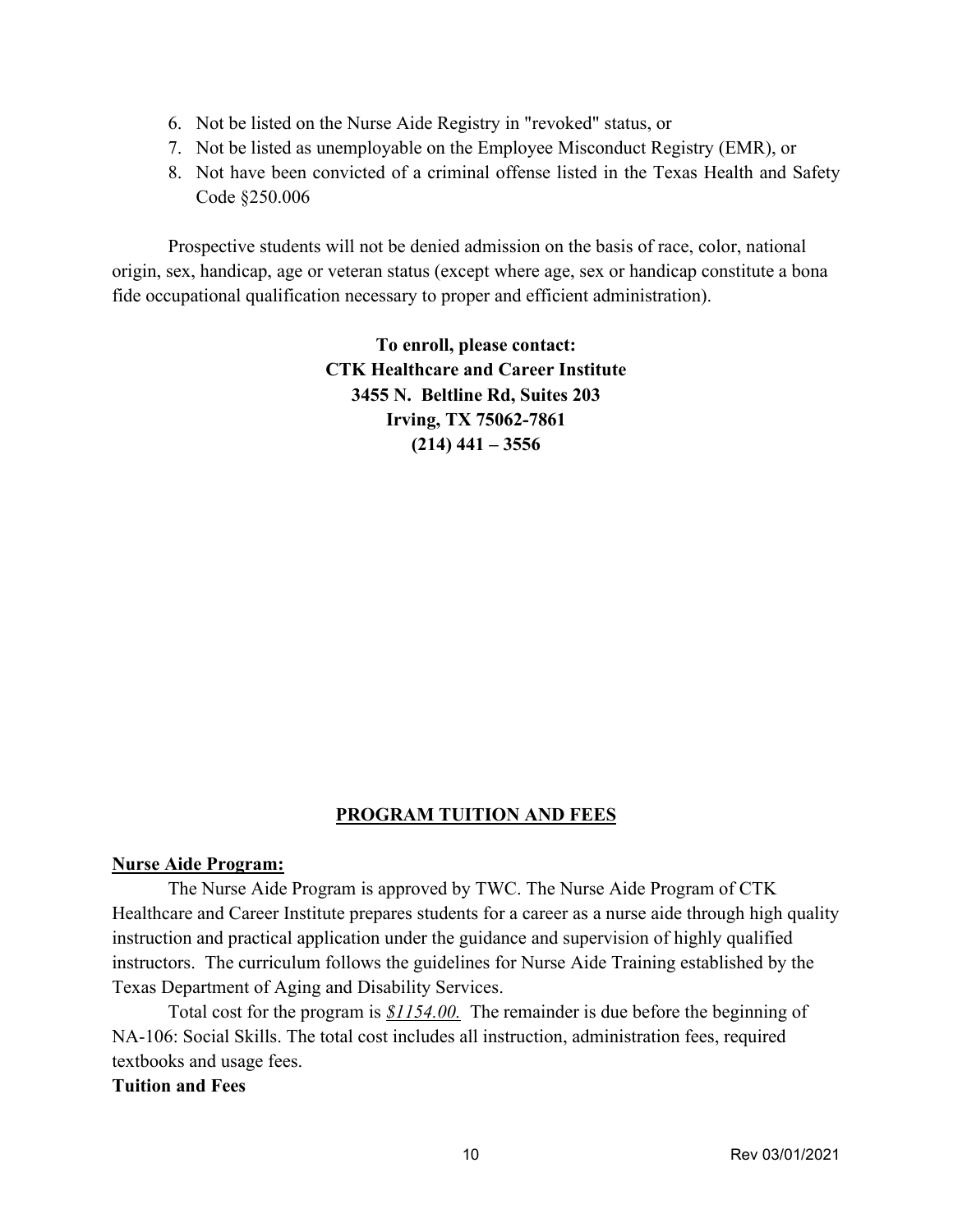6. Not be listed on the Nurse Aide Registry in "revoked" status, or
7. Not be listed as unemployable on the Employee Misconduct Registry (EMR), or
8. Not have been convicted of a criminal offense listed in the Texas Health and Safety Code §250.006

Prospective students will not be denied admission on the basis of race, color, national origin, sex, handicap, age or veteran status (except where age, sex or handicap constitute a bona fide occupational qualification necessary to proper and efficient administration).

**To enroll, please contact:**
**CTK Healthcare and Career Institute**
**3455 N. Beltline Rd, Suites 203**
**Irving, TX 75062-7861**
**(214) 441 – 3556**

## PROGRAM TUITION AND FEES

**Nurse Aide Program:**

The Nurse Aide Program is approved by TWC. The Nurse Aide Program of CTK Healthcare and Career Institute prepares students for a career as a nurse aide through high quality instruction and practical application under the guidance and supervision of highly qualified instructors. The curriculum follows the guidelines for Nurse Aide Training established by the Texas Department of Aging and Disability Services.

Total cost for the program is *$1154.00.* The remainder is due before the beginning of NA-106: Social Skills. The total cost includes all instruction, administration fees, required textbooks and usage fees.

**Tuition and Fees**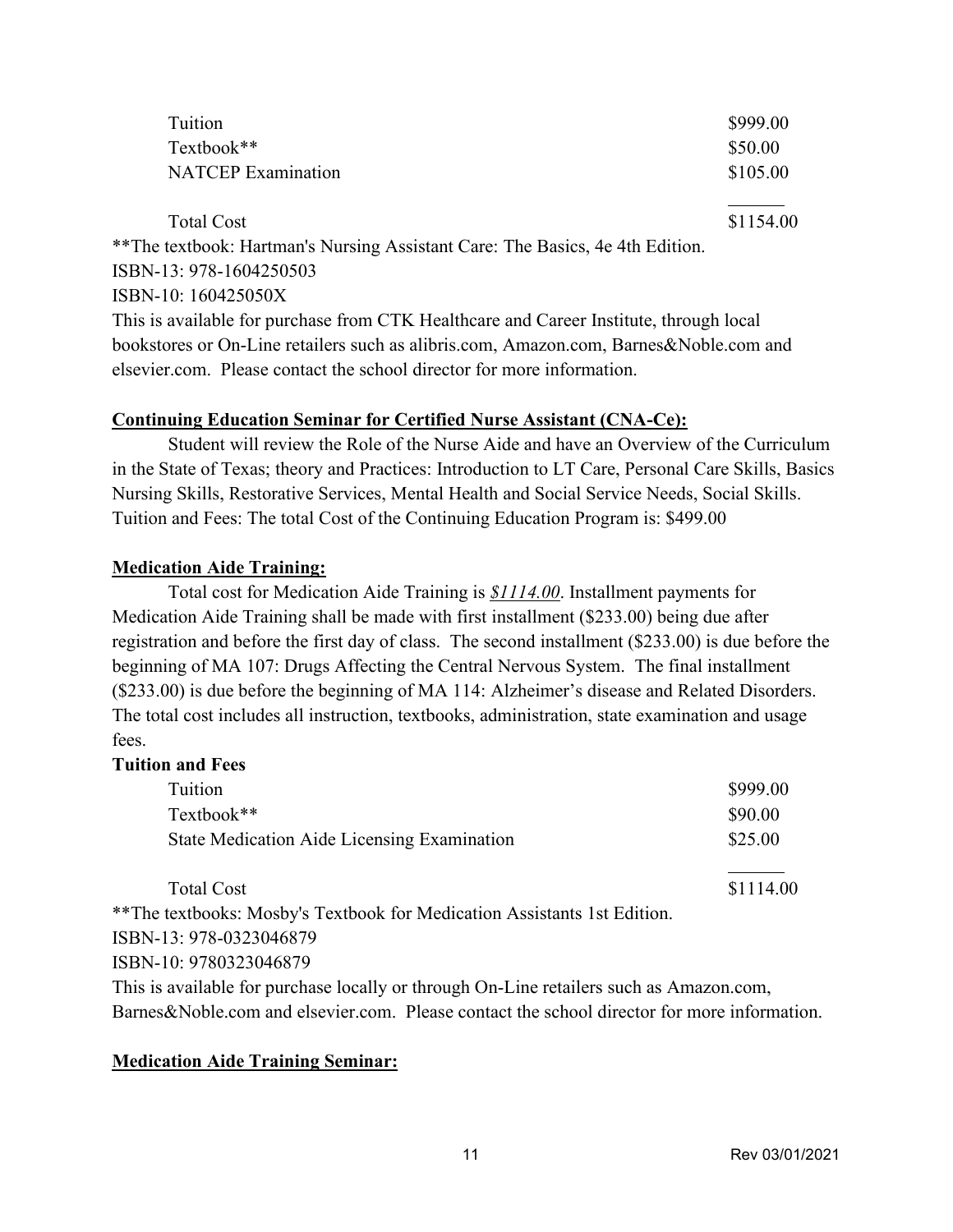| | |
|---|---|
| Tuition | \$999.00 |
| Textbook** | \$50.00 |
| NATCEP Examination | \$105.00 |
| Total Cost | \$1154.00 |

**The textbook: Hartman's Nursing Assistant Care: The Basics, 4e 4th Edition.
ISBN-13: 978-1604250503
ISBN-10: 160425050X
This is available for purchase from CTK Healthcare and Career Institute, through local bookstores or On-Line retailers such as alibris.com, Amazon.com, Barnes&Noble.com and elsevier.com. Please contact the school director for more information.

**Continuing Education Seminar for Certified Nurse Assistant (CNA-Ce):**

Student will review the Role of the Nurse Aide and have an Overview of the Curriculum in the State of Texas; theory and Practices: Introduction to LT Care, Personal Care Skills, Basics Nursing Skills, Restorative Services, Mental Health and Social Service Needs, Social Skills. Tuition and Fees: The total Cost of the Continuing Education Program is: \$499.00

**Medication Aide Training:**

Total cost for Medication Aide Training is *\$1114.00*. Installment payments for Medication Aide Training shall be made with first installment (\$233.00) being due after registration and before the first day of class. The second installment (\$233.00) is due before the beginning of MA 107: Drugs Affecting the Central Nervous System. The final installment (\$233.00) is due before the beginning of MA 114: Alzheimer's disease and Related Disorders. The total cost includes all instruction, textbooks, administration, state examination and usage fees.

**Tuition and Fees**

| | |
|---|---|
| Tuition | \$999.00 |
| Textbook** | \$90.00 |
| State Medication Aide Licensing Examination | \$25.00 |
| Total Cost | \$1114.00 |

**The textbooks: Mosby's Textbook for Medication Assistants 1st Edition.
ISBN-13: 978-0323046879
ISBN-10: 9780323046879
This is available for purchase locally or through On-Line retailers such as Amazon.com, Barnes&Noble.com and elsevier.com. Please contact the school director for more information.

**Medication Aide Training Seminar:**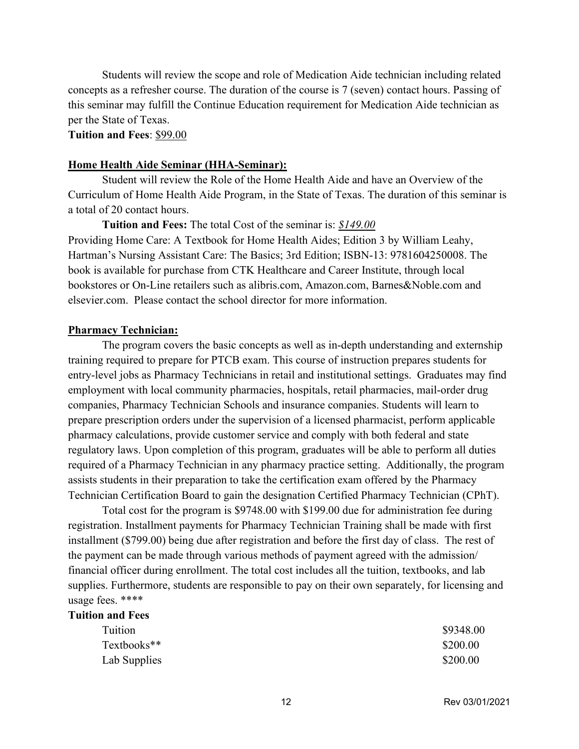Students will review the scope and role of Medication Aide technician including related concepts as a refresher course. The duration of the course is 7 (seven) contact hours. Passing of this seminar may fulfill the Continue Education requirement for Medication Aide technician as per the State of Texas.

**Tuition and Fees**: $99.00

**Home Health Aide Seminar (HHA-Seminar):**

Student will review the Role of the Home Health Aide and have an Overview of the Curriculum of Home Health Aide Program, in the State of Texas. The duration of this seminar is a total of 20 contact hours.

**Tuition and Fees:** The total Cost of the seminar is: *$149.00*
Providing Home Care: A Textbook for Home Health Aides; Edition 3 by William Leahy, Hartman's Nursing Assistant Care: The Basics; 3rd Edition; ISBN-13: 9781604250008. The book is available for purchase from CTK Healthcare and Career Institute, through local bookstores or On-Line retailers such as alibris.com, Amazon.com, Barnes&Noble.com and elsevier.com. Please contact the school director for more information.

**Pharmacy Technician:**

The program covers the basic concepts as well as in-depth understanding and externship training required to prepare for PTCB exam. This course of instruction prepares students for entry-level jobs as Pharmacy Technicians in retail and institutional settings. Graduates may find employment with local community pharmacies, hospitals, retail pharmacies, mail-order drug companies, Pharmacy Technician Schools and insurance companies. Students will learn to prepare prescription orders under the supervision of a licensed pharmacist, perform applicable pharmacy calculations, provide customer service and comply with both federal and state regulatory laws. Upon completion of this program, graduates will be able to perform all duties required of a Pharmacy Technician in any pharmacy practice setting. Additionally, the program assists students in their preparation to take the certification exam offered by the Pharmacy Technician Certification Board to gain the designation Certified Pharmacy Technician (CPhT).

Total cost for the program is $9748.00 with $199.00 due for administration fee during registration. Installment payments for Pharmacy Technician Training shall be made with first installment ($799.00) being due after registration and before the first day of class. The rest of the payment can be made through various methods of payment agreed with the admission/ financial officer during enrollment. The total cost includes all the tuition, textbooks, and lab supplies. Furthermore, students are responsible to pay on their own separately, for licensing and usage fees. ****

**Tuition and Fees**

| | |
|---|---|
| Tuition | $9348.00 |
| Textbooks** | $200.00 |
| Lab Supplies | $200.00 |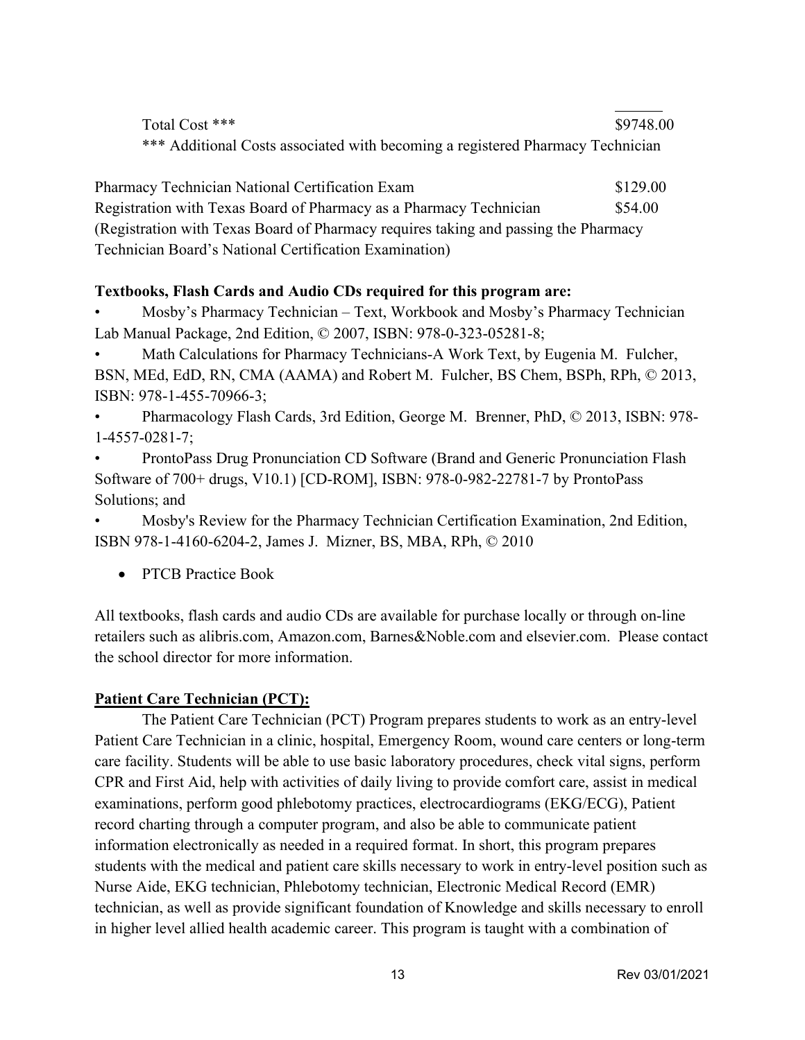| | |
|---|---|
| Total Cost *** | $9748.00 |

*** Additional Costs associated with becoming a registered Pharmacy Technician

| | |
|---|---|
| Pharmacy Technician National Certification Exam | $129.00 |
| Registration with Texas Board of Pharmacy as a Pharmacy Technician | $54.00 |

(Registration with Texas Board of Pharmacy requires taking and passing the Pharmacy Technician Board's National Certification Examination)

**Textbooks, Flash Cards and Audio CDs required for this program are:**

- Mosby's Pharmacy Technician – Text, Workbook and Mosby's Pharmacy Technician Lab Manual Package, 2nd Edition, © 2007, ISBN: 978-0-323-05281-8;
- Math Calculations for Pharmacy Technicians-A Work Text, by Eugenia M. Fulcher, BSN, MEd, EdD, RN, CMA (AAMA) and Robert M. Fulcher, BS Chem, BSPh, RPh, © 2013, ISBN: 978-1-455-70966-3;
- Pharmacology Flash Cards, 3rd Edition, George M. Brenner, PhD, © 2013, ISBN: 978-1-4557-0281-7;
- ProntoPass Drug Pronunciation CD Software (Brand and Generic Pronunciation Flash Software of 700+ drugs, V10.1) [CD-ROM], ISBN: 978-0-982-22781-7 by ProntoPass Solutions; and
- Mosby's Review for the Pharmacy Technician Certification Examination, 2nd Edition, ISBN 978-1-4160-6204-2, James J. Mizner, BS, MBA, RPh, © 2010

- PTCB Practice Book

All textbooks, flash cards and audio CDs are available for purchase locally or through on-line retailers such as alibris.com, Amazon.com, Barnes&Noble.com and elsevier.com. Please contact the school director for more information.

## Patient Care Technician (PCT):

The Patient Care Technician (PCT) Program prepares students to work as an entry-level Patient Care Technician in a clinic, hospital, Emergency Room, wound care centers or long-term care facility. Students will be able to use basic laboratory procedures, check vital signs, perform CPR and First Aid, help with activities of daily living to provide comfort care, assist in medical examinations, perform good phlebotomy practices, electrocardiograms (EKG/ECG), Patient record charting through a computer program, and also be able to communicate patient information electronically as needed in a required format. In short, this program prepares students with the medical and patient care skills necessary to work in entry-level position such as Nurse Aide, EKG technician, Phlebotomy technician, Electronic Medical Record (EMR) technician, as well as provide significant foundation of Knowledge and skills necessary to enroll in higher level allied health academic career. This program is taught with a combination of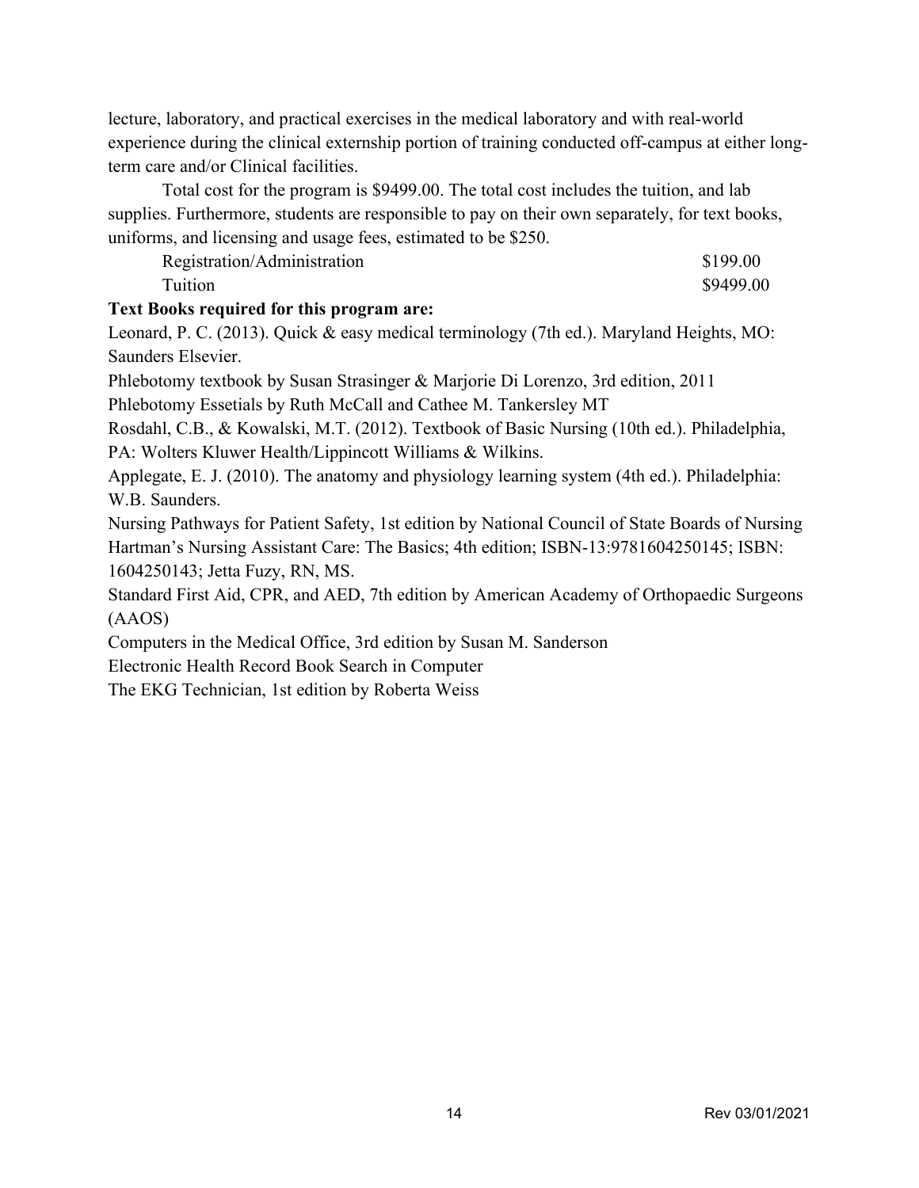lecture, laboratory, and practical exercises in the medical laboratory and with real-world experience during the clinical externship portion of training conducted off-campus at either long-term care and/or Clinical facilities.

Total cost for the program is $9499.00. The total cost includes the tuition, and lab supplies. Furthermore, students are responsible to pay on their own separately, for text books, uniforms, and licensing and usage fees, estimated to be $250.

| | |
|---|---|
| Registration/Administration | $199.00 |
| Tuition | $9499.00 |

**Text Books required for this program are:**

Leonard, P. C. (2013). Quick & easy medical terminology (7th ed.). Maryland Heights, MO: Saunders Elsevier.

Phlebotomy textbook by Susan Strasinger & Marjorie Di Lorenzo, 3rd edition, 2011

Phlebotomy Essetials by Ruth McCall and Cathee M. Tankersley MT

Rosdahl, C.B., & Kowalski, M.T. (2012). Textbook of Basic Nursing (10th ed.). Philadelphia, PA: Wolters Kluwer Health/Lippincott Williams & Wilkins.

Applegate, E. J. (2010). The anatomy and physiology learning system (4th ed.). Philadelphia: W.B. Saunders.

Nursing Pathways for Patient Safety, 1st edition by National Council of State Boards of Nursing

Hartman's Nursing Assistant Care: The Basics; 4th edition; ISBN-13:9781604250145; ISBN: 1604250143; Jetta Fuzy, RN, MS.

Standard First Aid, CPR, and AED, 7th edition by American Academy of Orthopaedic Surgeons (AAOS)

Computers in the Medical Office, 3rd edition by Susan M. Sanderson

Electronic Health Record Book Search in Computer

The EKG Technician, 1st edition by Roberta Weiss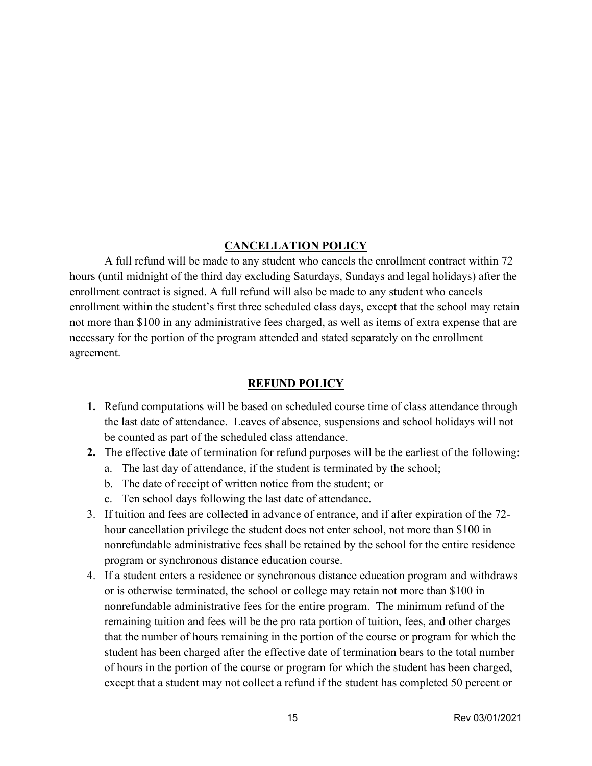## CANCELLATION POLICY

A full refund will be made to any student who cancels the enrollment contract within 72 hours (until midnight of the third day excluding Saturdays, Sundays and legal holidays) after the enrollment contract is signed. A full refund will also be made to any student who cancels enrollment within the student's first three scheduled class days, except that the school may retain not more than $100 in any administrative fees charged, as well as items of extra expense that are necessary for the portion of the program attended and stated separately on the enrollment agreement.

## REFUND POLICY

1. Refund computations will be based on scheduled course time of class attendance through the last date of attendance. Leaves of absence, suspensions and school holidays will not be counted as part of the scheduled class attendance.
2. The effective date of termination for refund purposes will be the earliest of the following:
   a. The last day of attendance, if the student is terminated by the school;
   b. The date of receipt of written notice from the student; or
   c. Ten school days following the last date of attendance.
3. If tuition and fees are collected in advance of entrance, and if after expiration of the 72-hour cancellation privilege the student does not enter school, not more than $100 in nonrefundable administrative fees shall be retained by the school for the entire residence program or synchronous distance education course.
4. If a student enters a residence or synchronous distance education program and withdraws or is otherwise terminated, the school or college may retain not more than $100 in nonrefundable administrative fees for the entire program. The minimum refund of the remaining tuition and fees will be the pro rata portion of tuition, fees, and other charges that the number of hours remaining in the portion of the course or program for which the student has been charged after the effective date of termination bears to the total number of hours in the portion of the course or program for which the student has been charged, except that a student may not collect a refund if the student has completed 50 percent or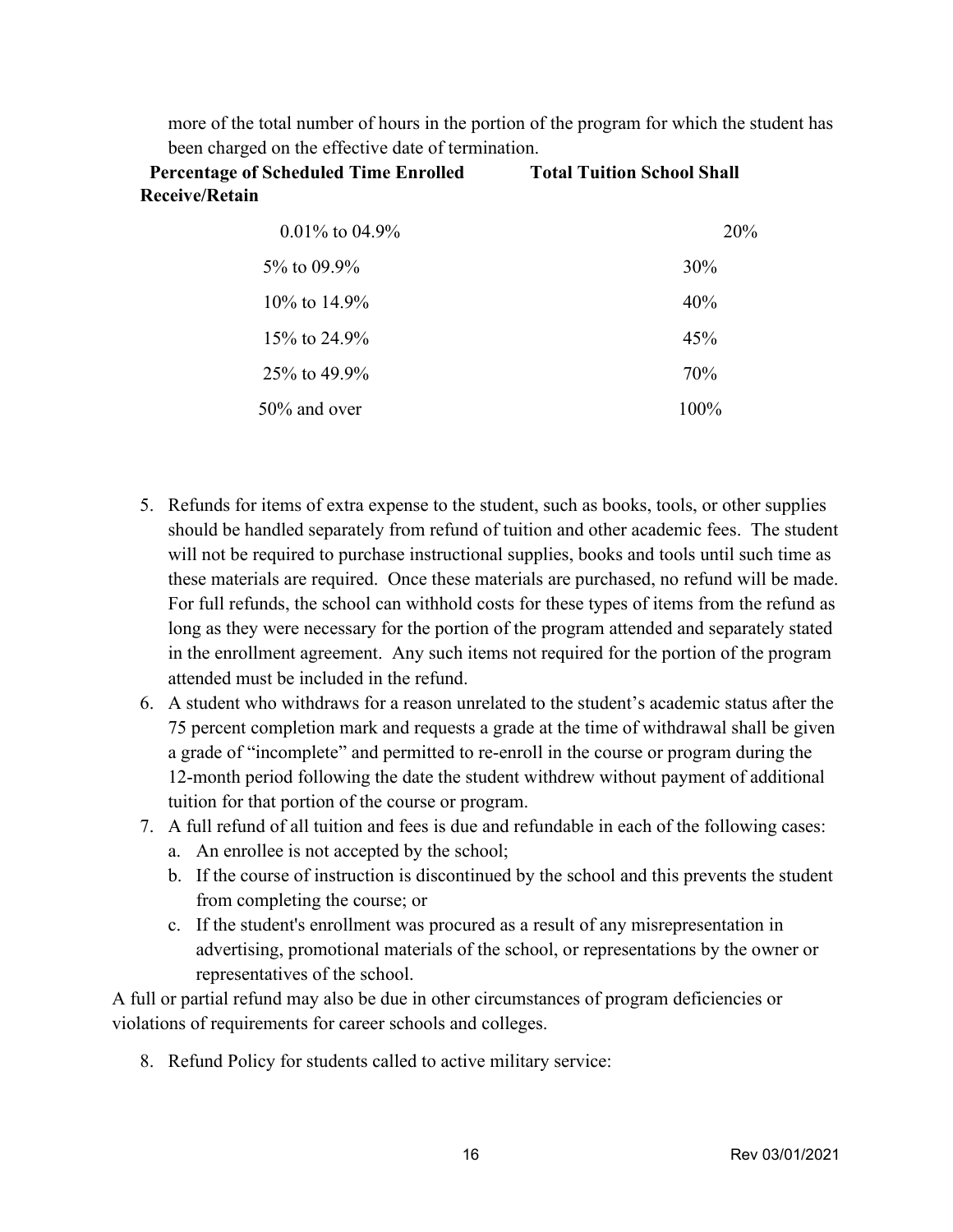more of the total number of hours in the portion of the program for which the student has been charged on the effective date of termination.

| Percentage of Scheduled Time Enrolled | Total Tuition School Shall Receive/Retain |
| --- | --- |
| 0.01% to 04.9% | 20% |
| 5% to 09.9% | 30% |
| 10% to 14.9% | 40% |
| 15% to 24.9% | 45% |
| 25% to 49.9% | 70% |
| 50% and over | 100% |

5. Refunds for items of extra expense to the student, such as books, tools, or other supplies should be handled separately from refund of tuition and other academic fees. The student will not be required to purchase instructional supplies, books and tools until such time as these materials are required. Once these materials are purchased, no refund will be made. For full refunds, the school can withhold costs for these types of items from the refund as long as they were necessary for the portion of the program attended and separately stated in the enrollment agreement. Any such items not required for the portion of the program attended must be included in the refund.
6. A student who withdraws for a reason unrelated to the student's academic status after the 75 percent completion mark and requests a grade at the time of withdrawal shall be given a grade of "incomplete" and permitted to re-enroll in the course or program during the 12-month period following the date the student withdrew without payment of additional tuition for that portion of the course or program.
7. A full refund of all tuition and fees is due and refundable in each of the following cases:
   a. An enrollee is not accepted by the school;
   b. If the course of instruction is discontinued by the school and this prevents the student from completing the course; or
   c. If the student's enrollment was procured as a result of any misrepresentation in advertising, promotional materials of the school, or representations by the owner or representatives of the school.

A full or partial refund may also be due in other circumstances of program deficiencies or violations of requirements for career schools and colleges.

8. Refund Policy for students called to active military service: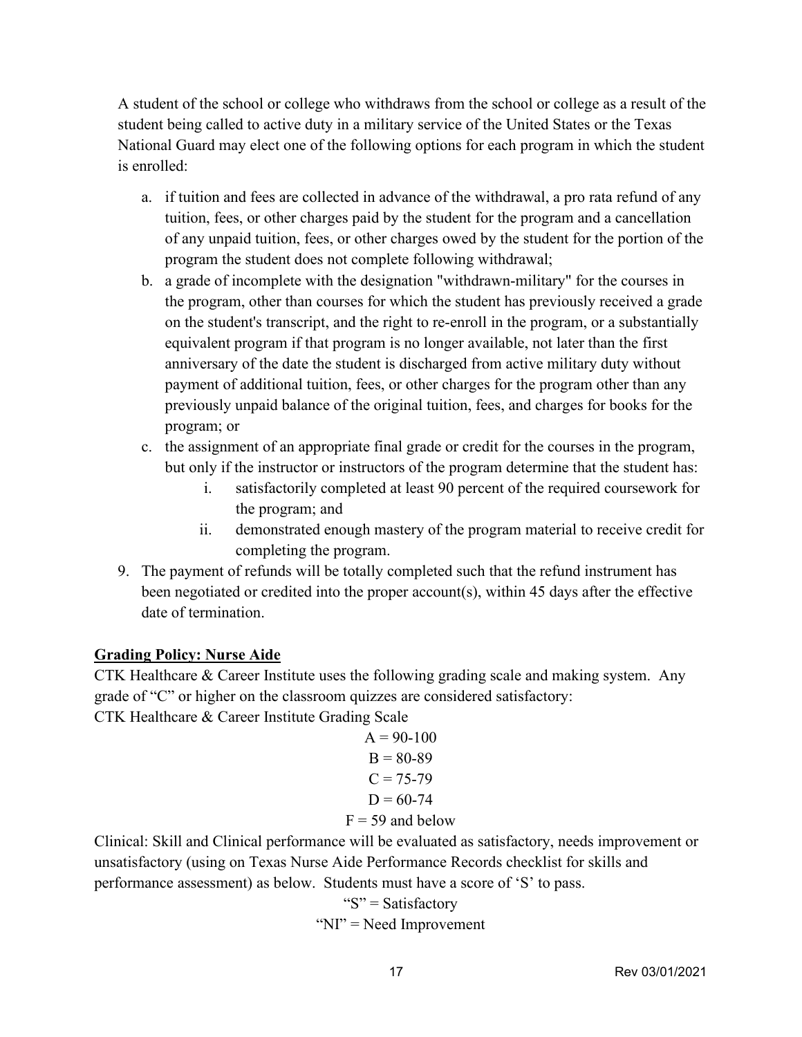A student of the school or college who withdraws from the school or college as a result of the student being called to active duty in a military service of the United States or the Texas National Guard may elect one of the following options for each program in which the student is enrolled:

a. if tuition and fees are collected in advance of the withdrawal, a pro rata refund of any tuition, fees, or other charges paid by the student for the program and a cancellation of any unpaid tuition, fees, or other charges owed by the student for the portion of the program the student does not complete following withdrawal;
b. a grade of incomplete with the designation "withdrawn-military" for the courses in the program, other than courses for which the student has previously received a grade on the student's transcript, and the right to re-enroll in the program, or a substantially equivalent program if that program is no longer available, not later than the first anniversary of the date the student is discharged from active military duty without payment of additional tuition, fees, or other charges for the program other than any previously unpaid balance of the original tuition, fees, and charges for books for the program; or
c. the assignment of an appropriate final grade or credit for the courses in the program, but only if the instructor or instructors of the program determine that the student has:
    i. satisfactorily completed at least 90 percent of the required coursework for the program; and
    ii. demonstrated enough mastery of the program material to receive credit for completing the program.

9. The payment of refunds will be totally completed such that the refund instrument has been negotiated or credited into the proper account(s), within 45 days after the effective date of termination.

**Grading Policy: Nurse Aide**

CTK Healthcare & Career Institute uses the following grading scale and making system. Any grade of "C" or higher on the classroom quizzes are considered satisfactory:

CTK Healthcare & Career Institute Grading Scale

A = 90-100
B = 80-89
C = 75-79
D = 60-74
F = 59 and below

Clinical: Skill and Clinical performance will be evaluated as satisfactory, needs improvement or unsatisfactory (using on Texas Nurse Aide Performance Records checklist for skills and performance assessment) as below. Students must have a score of 'S' to pass.

"S" = Satisfactory
"NI" = Need Improvement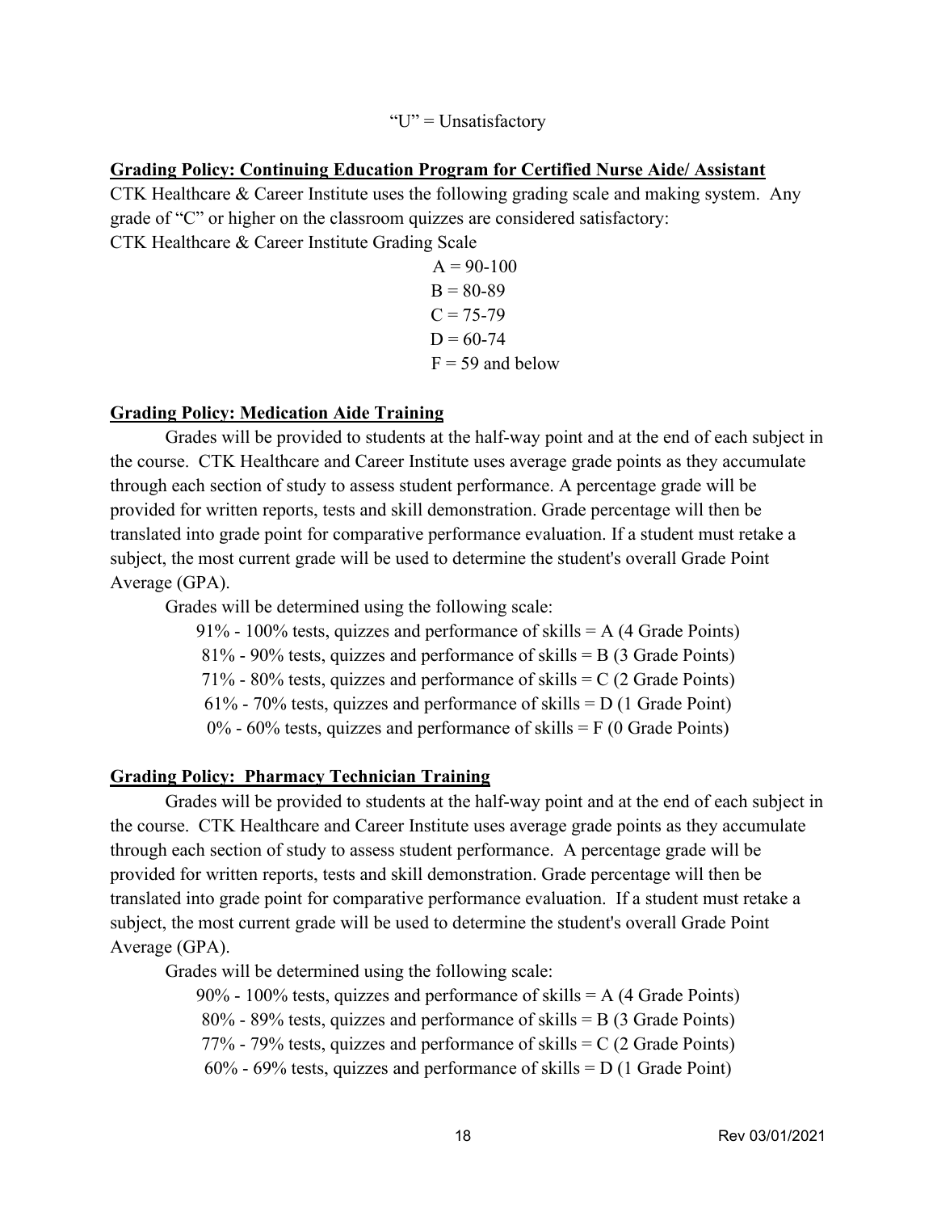"U" = Unsatisfactory

**Grading Policy: Continuing Education Program for Certified Nurse Aide/ Assistant**

CTK Healthcare & Career Institute uses the following grading scale and making system. Any grade of "C" or higher on the classroom quizzes are considered satisfactory:

CTK Healthcare & Career Institute Grading Scale

A = 90-100
B = 80-89
C = 75-79
D = 60-74
F = 59 and below

**Grading Policy: Medication Aide Training**

Grades will be provided to students at the half-way point and at the end of each subject in the course. CTK Healthcare and Career Institute uses average grade points as they accumulate through each section of study to assess student performance. A percentage grade will be provided for written reports, tests and skill demonstration. Grade percentage will then be translated into grade point for comparative performance evaluation. If a student must retake a subject, the most current grade will be used to determine the student's overall Grade Point Average (GPA).

Grades will be determined using the following scale:

91% - 100% tests, quizzes and performance of skills = A (4 Grade Points)
81% - 90% tests, quizzes and performance of skills = B (3 Grade Points)
71% - 80% tests, quizzes and performance of skills = C (2 Grade Points)
61% - 70% tests, quizzes and performance of skills = D (1 Grade Point)
0% - 60% tests, quizzes and performance of skills = F (0 Grade Points)

**Grading Policy: Pharmacy Technician Training**

Grades will be provided to students at the half-way point and at the end of each subject in the course. CTK Healthcare and Career Institute uses average grade points as they accumulate through each section of study to assess student performance. A percentage grade will be provided for written reports, tests and skill demonstration. Grade percentage will then be translated into grade point for comparative performance evaluation. If a student must retake a subject, the most current grade will be used to determine the student's overall Grade Point Average (GPA).

Grades will be determined using the following scale:

90% - 100% tests, quizzes and performance of skills = A (4 Grade Points)
80% - 89% tests, quizzes and performance of skills = B (3 Grade Points)
77% - 79% tests, quizzes and performance of skills = C (2 Grade Points)
60% - 69% tests, quizzes and performance of skills = D (1 Grade Point)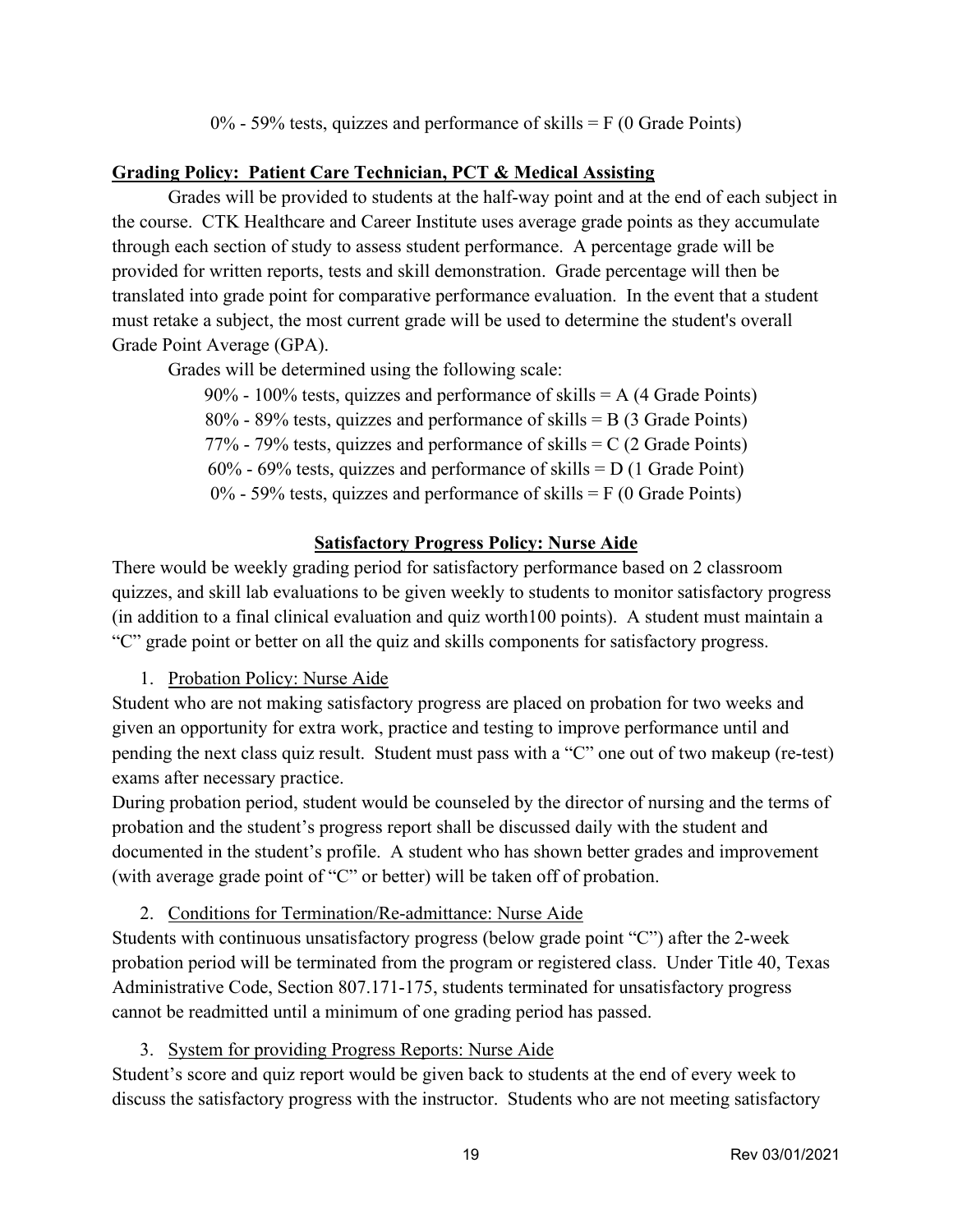0% - 59% tests, quizzes and performance of skills = F (0 Grade Points)

**Grading Policy: Patient Care Technician, PCT & Medical Assisting**

Grades will be provided to students at the half-way point and at the end of each subject in the course. CTK Healthcare and Career Institute uses average grade points as they accumulate through each section of study to assess student performance. A percentage grade will be provided for written reports, tests and skill demonstration. Grade percentage will then be translated into grade point for comparative performance evaluation. In the event that a student must retake a subject, the most current grade will be used to determine the student's overall Grade Point Average (GPA).

Grades will be determined using the following scale:

90% - 100% tests, quizzes and performance of skills = A (4 Grade Points)
80% - 89% tests, quizzes and performance of skills = B (3 Grade Points)
77% - 79% tests, quizzes and performance of skills = C (2 Grade Points)
60% - 69% tests, quizzes and performance of skills = D (1 Grade Point)
0% - 59% tests, quizzes and performance of skills = F (0 Grade Points)

**Satisfactory Progress Policy: Nurse Aide**

There would be weekly grading period for satisfactory performance based on 2 classroom quizzes, and skill lab evaluations to be given weekly to students to monitor satisfactory progress (in addition to a final clinical evaluation and quiz worth100 points). A student must maintain a "C" grade point or better on all the quiz and skills components for satisfactory progress.

1. Probation Policy: Nurse Aide

Student who are not making satisfactory progress are placed on probation for two weeks and given an opportunity for extra work, practice and testing to improve performance until and pending the next class quiz result. Student must pass with a "C" one out of two makeup (re-test) exams after necessary practice.

During probation period, student would be counseled by the director of nursing and the terms of probation and the student's progress report shall be discussed daily with the student and documented in the student's profile. A student who has shown better grades and improvement (with average grade point of "C" or better) will be taken off of probation.

2. Conditions for Termination/Re-admittance: Nurse Aide

Students with continuous unsatisfactory progress (below grade point "C") after the 2-week probation period will be terminated from the program or registered class. Under Title 40, Texas Administrative Code, Section 807.171-175, students terminated for unsatisfactory progress cannot be readmitted until a minimum of one grading period has passed.

3. System for providing Progress Reports: Nurse Aide

Student's score and quiz report would be given back to students at the end of every week to discuss the satisfactory progress with the instructor. Students who are not meeting satisfactory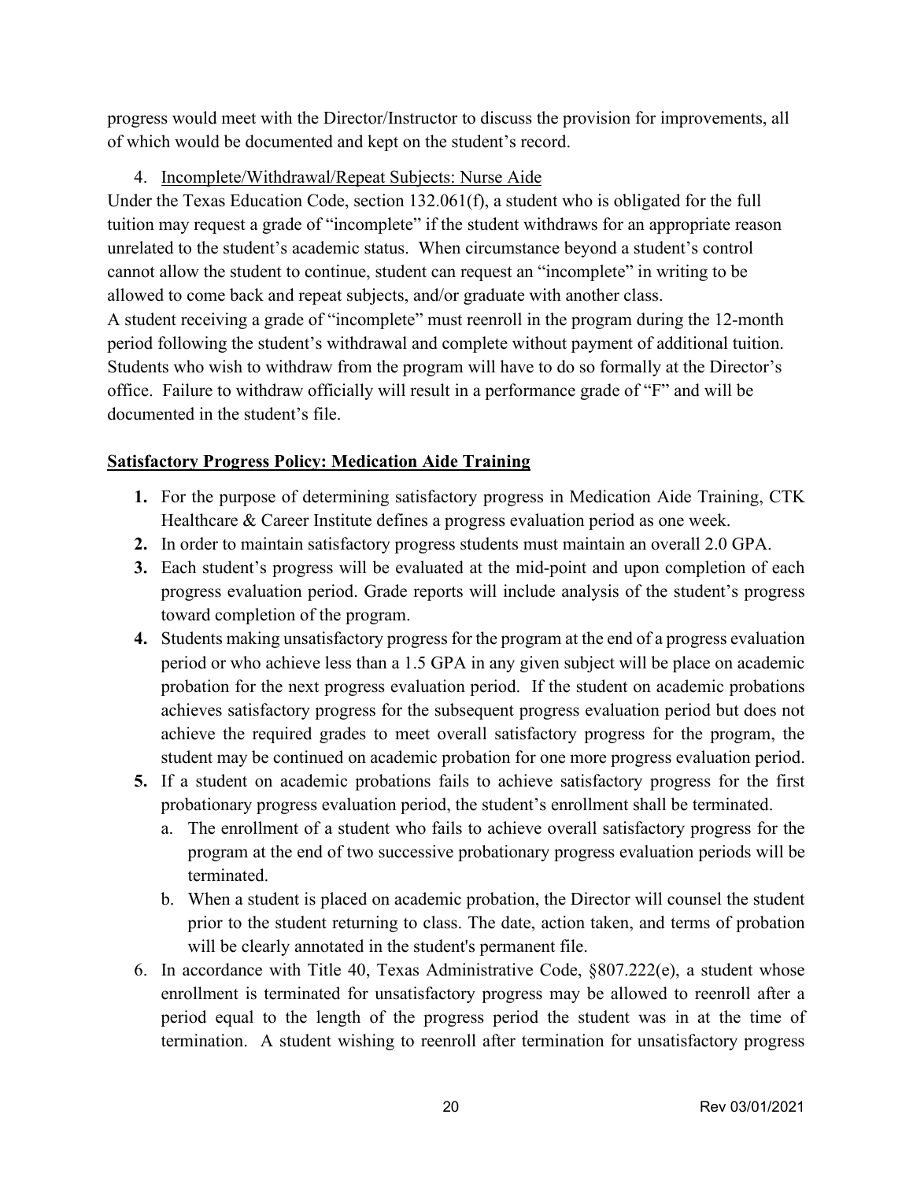progress would meet with the Director/Instructor to discuss the provision for improvements, all of which would be documented and kept on the student's record.

4. Incomplete/Withdrawal/Repeat Subjects: Nurse Aide

Under the Texas Education Code, section 132.061(f), a student who is obligated for the full tuition may request a grade of "incomplete" if the student withdraws for an appropriate reason unrelated to the student's academic status. When circumstance beyond a student's control cannot allow the student to continue, student can request an "incomplete" in writing to be allowed to come back and repeat subjects, and/or graduate with another class.

A student receiving a grade of "incomplete" must reenroll in the program during the 12-month period following the student's withdrawal and complete without payment of additional tuition. Students who wish to withdraw from the program will have to do so formally at the Director's office. Failure to withdraw officially will result in a performance grade of "F" and will be documented in the student's file.

## **Satisfactory Progress Policy: Medication Aide Training**

1. For the purpose of determining satisfactory progress in Medication Aide Training, CTK Healthcare & Career Institute defines a progress evaluation period as one week.
2. In order to maintain satisfactory progress students must maintain an overall 2.0 GPA.
3. Each student's progress will be evaluated at the mid-point and upon completion of each progress evaluation period. Grade reports will include analysis of the student's progress toward completion of the program.
4. Students making unsatisfactory progress for the program at the end of a progress evaluation period or who achieve less than a 1.5 GPA in any given subject will be place on academic probation for the next progress evaluation period. If the student on academic probations achieves satisfactory progress for the subsequent progress evaluation period but does not achieve the required grades to meet overall satisfactory progress for the program, the student may be continued on academic probation for one more progress evaluation period.
5. If a student on academic probations fails to achieve satisfactory progress for the first probationary progress evaluation period, the student's enrollment shall be terminated.
   a. The enrollment of a student who fails to achieve overall satisfactory progress for the program at the end of two successive probationary progress evaluation periods will be terminated.
   b. When a student is placed on academic probation, the Director will counsel the student prior to the student returning to class. The date, action taken, and terms of probation will be clearly annotated in the student's permanent file.
6. In accordance with Title 40, Texas Administrative Code, §807.222(e), a student whose enrollment is terminated for unsatisfactory progress may be allowed to reenroll after a period equal to the length of the progress period the student was in at the time of termination. A student wishing to reenroll after termination for unsatisfactory progress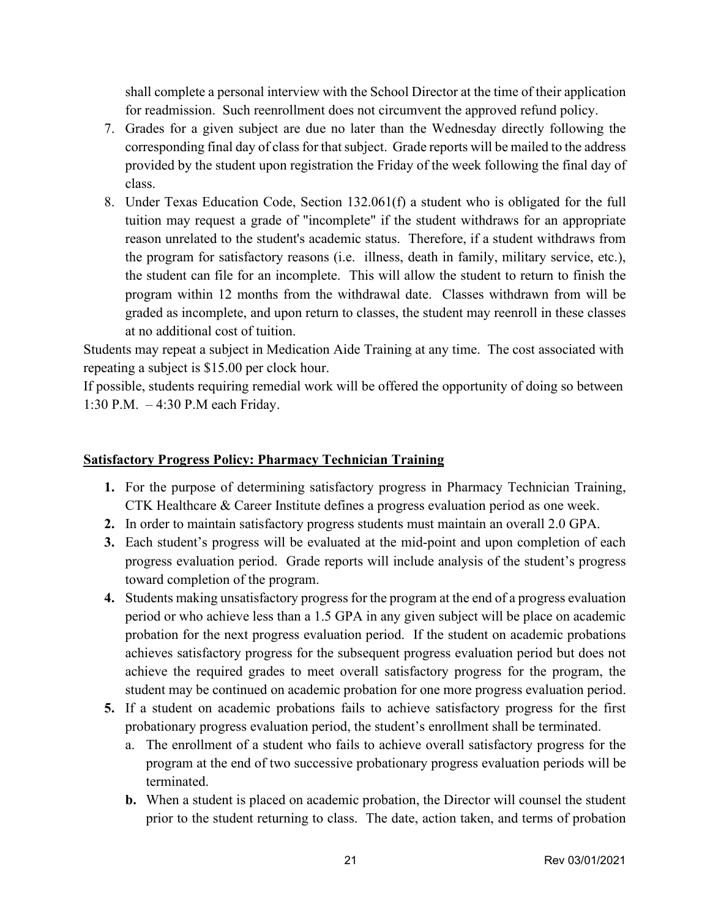shall complete a personal interview with the School Director at the time of their application for readmission. Such reenrollment does not circumvent the approved refund policy.

7. Grades for a given subject are due no later than the Wednesday directly following the corresponding final day of class for that subject. Grade reports will be mailed to the address provided by the student upon registration the Friday of the week following the final day of class.
8. Under Texas Education Code, Section 132.061(f) a student who is obligated for the full tuition may request a grade of "incomplete" if the student withdraws for an appropriate reason unrelated to the student's academic status. Therefore, if a student withdraws from the program for satisfactory reasons (i.e. illness, death in family, military service, etc.), the student can file for an incomplete. This will allow the student to return to finish the program within 12 months from the withdrawal date. Classes withdrawn from will be graded as incomplete, and upon return to classes, the student may reenroll in these classes at no additional cost of tuition.

Students may repeat a subject in Medication Aide Training at any time. The cost associated with repeating a subject is $15.00 per clock hour.

If possible, students requiring remedial work will be offered the opportunity of doing so between 1:30 P.M. – 4:30 P.M each Friday.

## Satisfactory Progress Policy: Pharmacy Technician Training

1. For the purpose of determining satisfactory progress in Pharmacy Technician Training, CTK Healthcare & Career Institute defines a progress evaluation period as one week.
2. In order to maintain satisfactory progress students must maintain an overall 2.0 GPA.
3. Each student's progress will be evaluated at the mid-point and upon completion of each progress evaluation period. Grade reports will include analysis of the student's progress toward completion of the program.
4. Students making unsatisfactory progress for the program at the end of a progress evaluation period or who achieve less than a 1.5 GPA in any given subject will be place on academic probation for the next progress evaluation period. If the student on academic probations achieves satisfactory progress for the subsequent progress evaluation period but does not achieve the required grades to meet overall satisfactory progress for the program, the student may be continued on academic probation for one more progress evaluation period.
5. If a student on academic probations fails to achieve satisfactory progress for the first probationary progress evaluation period, the student's enrollment shall be terminated.
   a. The enrollment of a student who fails to achieve overall satisfactory progress for the program at the end of two successive probationary progress evaluation periods will be terminated.
   b. When a student is placed on academic probation, the Director will counsel the student prior to the student returning to class. The date, action taken, and terms of probation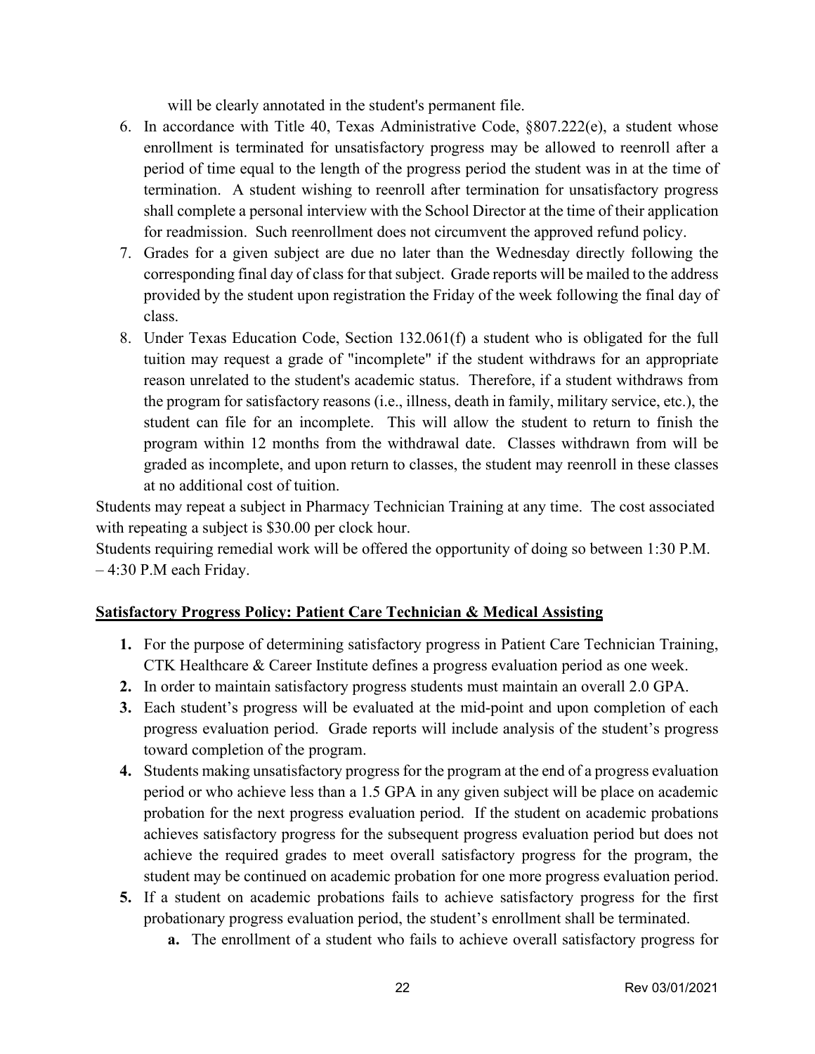will be clearly annotated in the student's permanent file.

6. In accordance with Title 40, Texas Administrative Code, §807.222(e), a student whose enrollment is terminated for unsatisfactory progress may be allowed to reenroll after a period of time equal to the length of the progress period the student was in at the time of termination. A student wishing to reenroll after termination for unsatisfactory progress shall complete a personal interview with the School Director at the time of their application for readmission. Such reenrollment does not circumvent the approved refund policy.
7. Grades for a given subject are due no later than the Wednesday directly following the corresponding final day of class for that subject. Grade reports will be mailed to the address provided by the student upon registration the Friday of the week following the final day of class.
8. Under Texas Education Code, Section 132.061(f) a student who is obligated for the full tuition may request a grade of "incomplete" if the student withdraws for an appropriate reason unrelated to the student's academic status. Therefore, if a student withdraws from the program for satisfactory reasons (i.e., illness, death in family, military service, etc.), the student can file for an incomplete. This will allow the student to return to finish the program within 12 months from the withdrawal date. Classes withdrawn from will be graded as incomplete, and upon return to classes, the student may reenroll in these classes at no additional cost of tuition.

Students may repeat a subject in Pharmacy Technician Training at any time. The cost associated with repeating a subject is $30.00 per clock hour.

Students requiring remedial work will be offered the opportunity of doing so between 1:30 P.M. – 4:30 P.M each Friday.

**Satisfactory Progress Policy: Patient Care Technician & Medical Assisting**

**1.** For the purpose of determining satisfactory progress in Patient Care Technician Training, CTK Healthcare & Career Institute defines a progress evaluation period as one week.

**2.** In order to maintain satisfactory progress students must maintain an overall 2.0 GPA.

**3.** Each student's progress will be evaluated at the mid-point and upon completion of each progress evaluation period. Grade reports will include analysis of the student's progress toward completion of the program.

**4.** Students making unsatisfactory progress for the program at the end of a progress evaluation period or who achieve less than a 1.5 GPA in any given subject will be place on academic probation for the next progress evaluation period. If the student on academic probations achieves satisfactory progress for the subsequent progress evaluation period but does not achieve the required grades to meet overall satisfactory progress for the program, the student may be continued on academic probation for one more progress evaluation period.

**5.** If a student on academic probations fails to achieve satisfactory progress for the first probationary progress evaluation period, the student's enrollment shall be terminated.

   **a.** The enrollment of a student who fails to achieve overall satisfactory progress for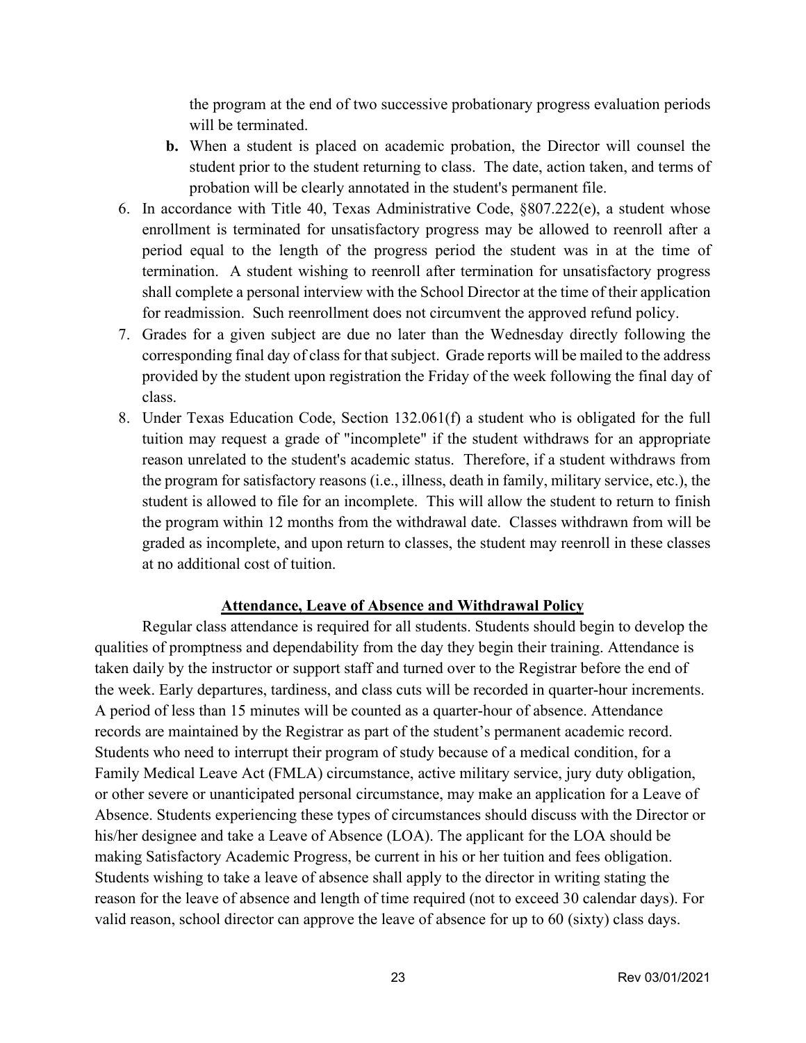the program at the end of two successive probationary progress evaluation periods will be terminated.

   **b.** When a student is placed on academic probation, the Director will counsel the student prior to the student returning to class. The date, action taken, and terms of probation will be clearly annotated in the student's permanent file.

6. In accordance with Title 40, Texas Administrative Code, §807.222(e), a student whose enrollment is terminated for unsatisfactory progress may be allowed to reenroll after a period equal to the length of the progress period the student was in at the time of termination. A student wishing to reenroll after termination for unsatisfactory progress shall complete a personal interview with the School Director at the time of their application for readmission. Such reenrollment does not circumvent the approved refund policy.
7. Grades for a given subject are due no later than the Wednesday directly following the corresponding final day of class for that subject. Grade reports will be mailed to the address provided by the student upon registration the Friday of the week following the final day of class.
8. Under Texas Education Code, Section 132.061(f) a student who is obligated for the full tuition may request a grade of "incomplete" if the student withdraws for an appropriate reason unrelated to the student's academic status. Therefore, if a student withdraws from the program for satisfactory reasons (i.e., illness, death in family, military service, etc.), the student is allowed to file for an incomplete. This will allow the student to return to finish the program within 12 months from the withdrawal date. Classes withdrawn from will be graded as incomplete, and upon return to classes, the student may reenroll in these classes at no additional cost of tuition.

## Attendance, Leave of Absence and Withdrawal Policy

Regular class attendance is required for all students. Students should begin to develop the qualities of promptness and dependability from the day they begin their training. Attendance is taken daily by the instructor or support staff and turned over to the Registrar before the end of the week. Early departures, tardiness, and class cuts will be recorded in quarter-hour increments. A period of less than 15 minutes will be counted as a quarter-hour of absence. Attendance records are maintained by the Registrar as part of the student's permanent academic record. Students who need to interrupt their program of study because of a medical condition, for a Family Medical Leave Act (FMLA) circumstance, active military service, jury duty obligation, or other severe or unanticipated personal circumstance, may make an application for a Leave of Absence. Students experiencing these types of circumstances should discuss with the Director or his/her designee and take a Leave of Absence (LOA). The applicant for the LOA should be making Satisfactory Academic Progress, be current in his or her tuition and fees obligation. Students wishing to take a leave of absence shall apply to the director in writing stating the reason for the leave of absence and length of time required (not to exceed 30 calendar days). For valid reason, school director can approve the leave of absence for up to 60 (sixty) class days.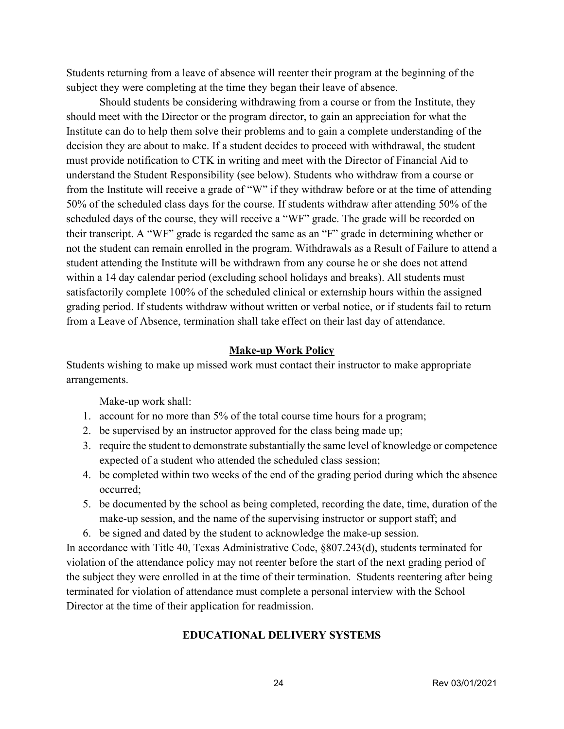Students returning from a leave of absence will reenter their program at the beginning of the subject they were completing at the time they began their leave of absence.

Should students be considering withdrawing from a course or from the Institute, they should meet with the Director or the program director, to gain an appreciation for what the Institute can do to help them solve their problems and to gain a complete understanding of the decision they are about to make. If a student decides to proceed with withdrawal, the student must provide notification to CTK in writing and meet with the Director of Financial Aid to understand the Student Responsibility (see below). Students who withdraw from a course or from the Institute will receive a grade of "W" if they withdraw before or at the time of attending 50% of the scheduled class days for the course. If students withdraw after attending 50% of the scheduled days of the course, they will receive a "WF" grade. The grade will be recorded on their transcript. A "WF" grade is regarded the same as an "F" grade in determining whether or not the student can remain enrolled in the program. Withdrawals as a Result of Failure to attend a student attending the Institute will be withdrawn from any course he or she does not attend within a 14 day calendar period (excluding school holidays and breaks). All students must satisfactorily complete 100% of the scheduled clinical or externship hours within the assigned grading period. If students withdraw without written or verbal notice, or if students fail to return from a Leave of Absence, termination shall take effect on their last day of attendance.

## Make-up Work Policy

Students wishing to make up missed work must contact their instructor to make appropriate arrangements.

Make-up work shall:

1. account for no more than 5% of the total course time hours for a program;
2. be supervised by an instructor approved for the class being made up;
3. require the student to demonstrate substantially the same level of knowledge or competence expected of a student who attended the scheduled class session;
4. be completed within two weeks of the end of the grading period during which the absence occurred;
5. be documented by the school as being completed, recording the date, time, duration of the make-up session, and the name of the supervising instructor or support staff; and
6. be signed and dated by the student to acknowledge the make-up session.

In accordance with Title 40, Texas Administrative Code, §807.243(d), students terminated for violation of the attendance policy may not reenter before the start of the next grading period of the subject they were enrolled in at the time of their termination. Students reentering after being terminated for violation of attendance must complete a personal interview with the School Director at the time of their application for readmission.

## EDUCATIONAL DELIVERY SYSTEMS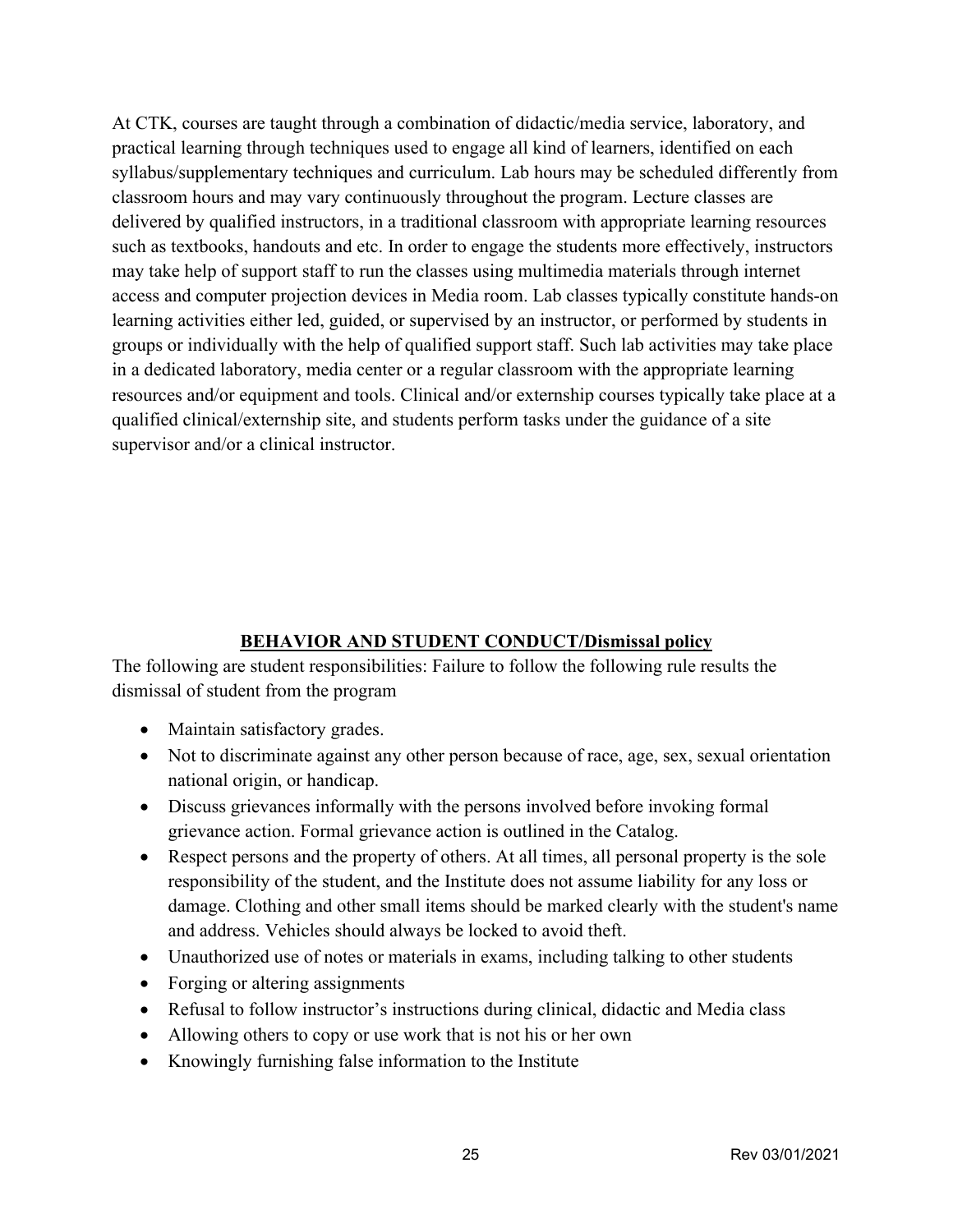At CTK, courses are taught through a combination of didactic/media service, laboratory, and practical learning through techniques used to engage all kind of learners, identified on each syllabus/supplementary techniques and curriculum. Lab hours may be scheduled differently from classroom hours and may vary continuously throughout the program. Lecture classes are delivered by qualified instructors, in a traditional classroom with appropriate learning resources such as textbooks, handouts and etc. In order to engage the students more effectively, instructors may take help of support staff to run the classes using multimedia materials through internet access and computer projection devices in Media room. Lab classes typically constitute hands-on learning activities either led, guided, or supervised by an instructor, or performed by students in groups or individually with the help of qualified support staff. Such lab activities may take place in a dedicated laboratory, media center or a regular classroom with the appropriate learning resources and/or equipment and tools. Clinical and/or externship courses typically take place at a qualified clinical/externship site, and students perform tasks under the guidance of a site supervisor and/or a clinical instructor.

## BEHAVIOR AND STUDENT CONDUCT/Dismissal policy

The following are student responsibilities: Failure to follow the following rule results the dismissal of student from the program

- Maintain satisfactory grades.
- Not to discriminate against any other person because of race, age, sex, sexual orientation national origin, or handicap.
- Discuss grievances informally with the persons involved before invoking formal grievance action. Formal grievance action is outlined in the Catalog.
- Respect persons and the property of others. At all times, all personal property is the sole responsibility of the student, and the Institute does not assume liability for any loss or damage. Clothing and other small items should be marked clearly with the student's name and address. Vehicles should always be locked to avoid theft.
- Unauthorized use of notes or materials in exams, including talking to other students
- Forging or altering assignments
- Refusal to follow instructor's instructions during clinical, didactic and Media class
- Allowing others to copy or use work that is not his or her own
- Knowingly furnishing false information to the Institute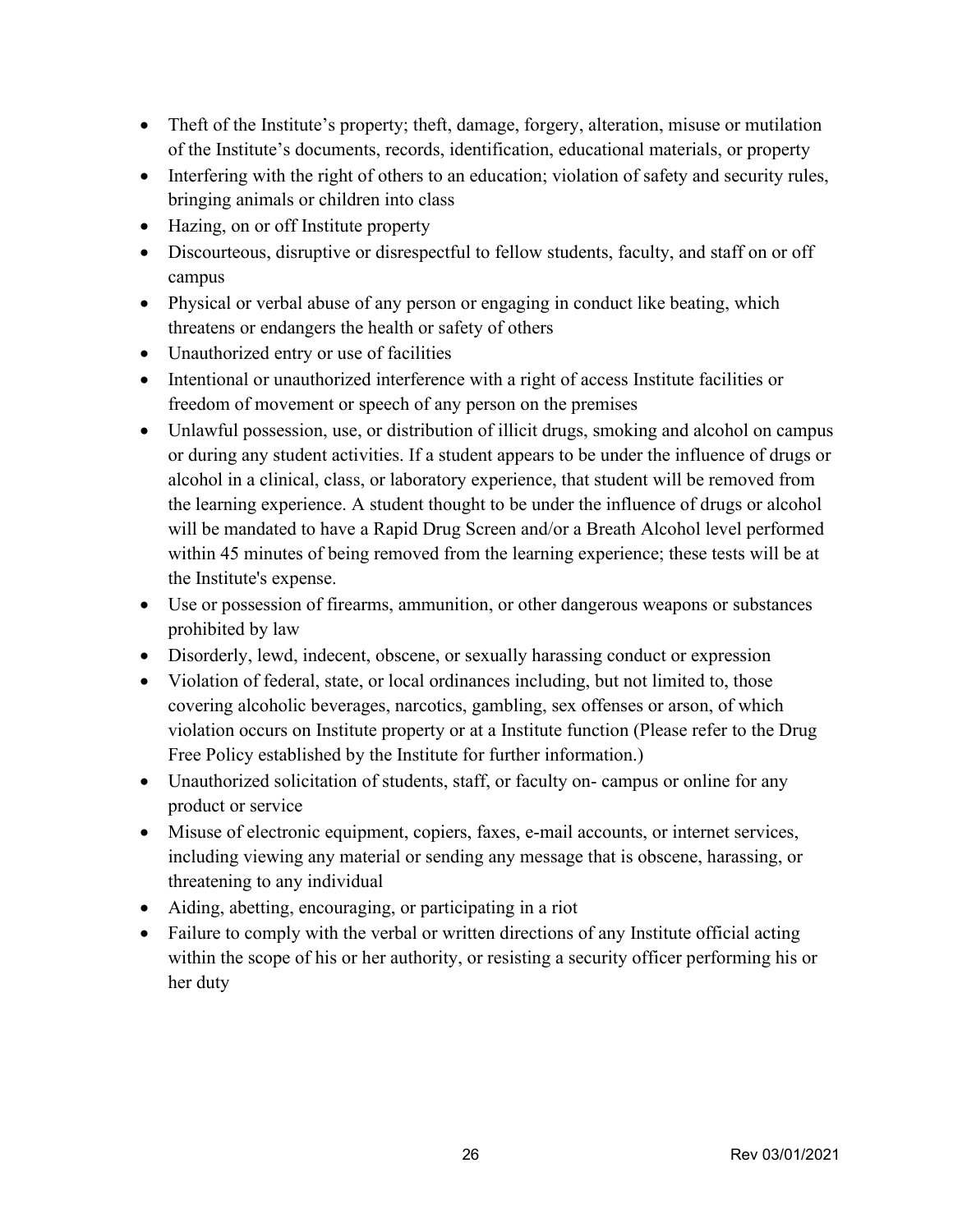- Theft of the Institute's property; theft, damage, forgery, alteration, misuse or mutilation of the Institute's documents, records, identification, educational materials, or property
- Interfering with the right of others to an education; violation of safety and security rules, bringing animals or children into class
- Hazing, on or off Institute property
- Discourteous, disruptive or disrespectful to fellow students, faculty, and staff on or off campus
- Physical or verbal abuse of any person or engaging in conduct like beating, which threatens or endangers the health or safety of others
- Unauthorized entry or use of facilities
- Intentional or unauthorized interference with a right of access Institute facilities or freedom of movement or speech of any person on the premises
- Unlawful possession, use, or distribution of illicit drugs, smoking and alcohol on campus or during any student activities. If a student appears to be under the influence of drugs or alcohol in a clinical, class, or laboratory experience, that student will be removed from the learning experience. A student thought to be under the influence of drugs or alcohol will be mandated to have a Rapid Drug Screen and/or a Breath Alcohol level performed within 45 minutes of being removed from the learning experience; these tests will be at the Institute's expense.
- Use or possession of firearms, ammunition, or other dangerous weapons or substances prohibited by law
- Disorderly, lewd, indecent, obscene, or sexually harassing conduct or expression
- Violation of federal, state, or local ordinances including, but not limited to, those covering alcoholic beverages, narcotics, gambling, sex offenses or arson, of which violation occurs on Institute property or at a Institute function (Please refer to the Drug Free Policy established by the Institute for further information.)
- Unauthorized solicitation of students, staff, or faculty on- campus or online for any product or service
- Misuse of electronic equipment, copiers, faxes, e-mail accounts, or internet services, including viewing any material or sending any message that is obscene, harassing, or threatening to any individual
- Aiding, abetting, encouraging, or participating in a riot
- Failure to comply with the verbal or written directions of any Institute official acting within the scope of his or her authority, or resisting a security officer performing his or her duty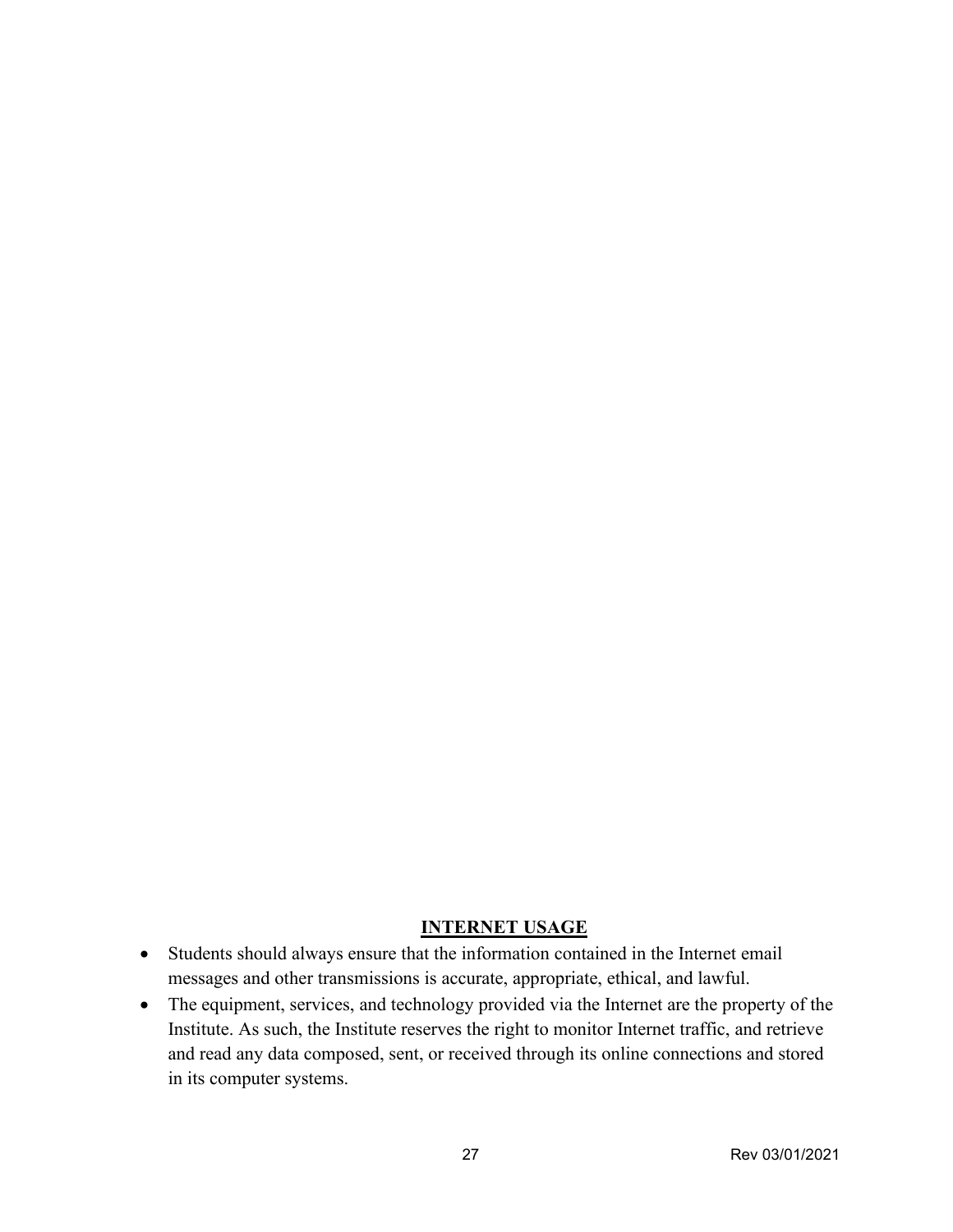## INTERNET USAGE

- Students should always ensure that the information contained in the Internet email messages and other transmissions is accurate, appropriate, ethical, and lawful.
- The equipment, services, and technology provided via the Internet are the property of the Institute. As such, the Institute reserves the right to monitor Internet traffic, and retrieve and read any data composed, sent, or received through its online connections and stored in its computer systems.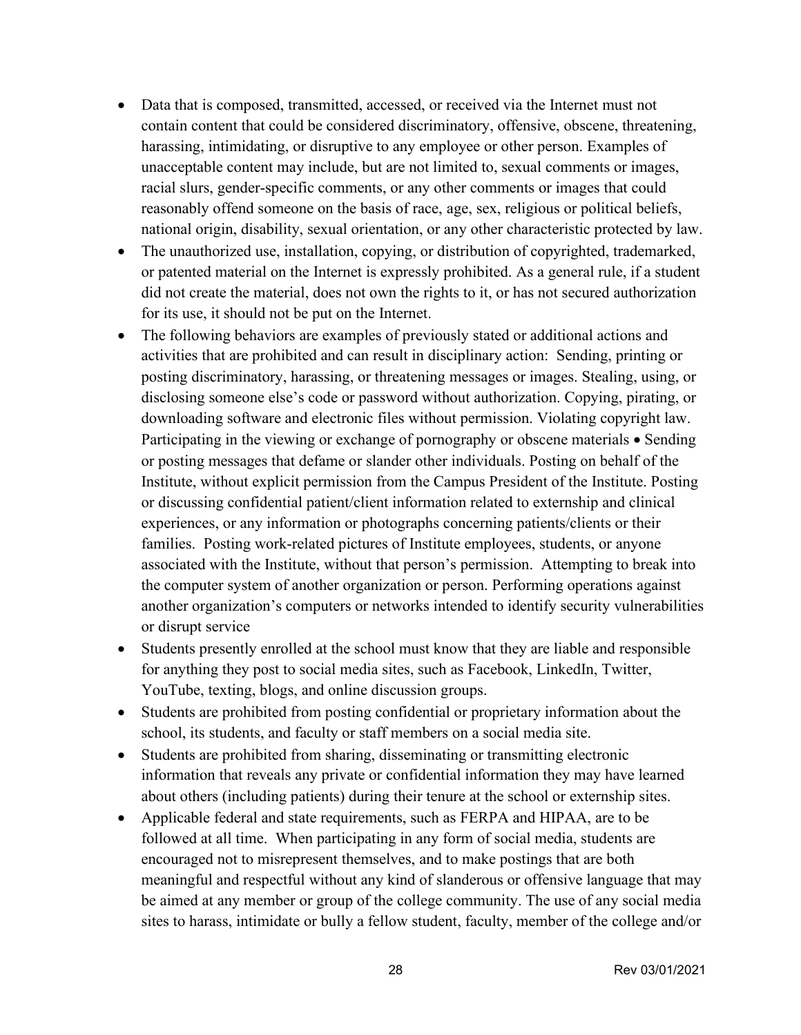- Data that is composed, transmitted, accessed, or received via the Internet must not contain content that could be considered discriminatory, offensive, obscene, threatening, harassing, intimidating, or disruptive to any employee or other person. Examples of unacceptable content may include, but are not limited to, sexual comments or images, racial slurs, gender-specific comments, or any other comments or images that could reasonably offend someone on the basis of race, age, sex, religious or political beliefs, national origin, disability, sexual orientation, or any other characteristic protected by law.
- The unauthorized use, installation, copying, or distribution of copyrighted, trademarked, or patented material on the Internet is expressly prohibited. As a general rule, if a student did not create the material, does not own the rights to it, or has not secured authorization for its use, it should not be put on the Internet.
- The following behaviors are examples of previously stated or additional actions and activities that are prohibited and can result in disciplinary action: Sending, printing or posting discriminatory, harassing, or threatening messages or images. Stealing, using, or disclosing someone else's code or password without authorization. Copying, pirating, or downloading software and electronic files without permission. Violating copyright law. Participating in the viewing or exchange of pornography or obscene materials • Sending or posting messages that defame or slander other individuals. Posting on behalf of the Institute, without explicit permission from the Campus President of the Institute. Posting or discussing confidential patient/client information related to externship and clinical experiences, or any information or photographs concerning patients/clients or their families. Posting work-related pictures of Institute employees, students, or anyone associated with the Institute, without that person's permission. Attempting to break into the computer system of another organization or person. Performing operations against another organization's computers or networks intended to identify security vulnerabilities or disrupt service
- Students presently enrolled at the school must know that they are liable and responsible for anything they post to social media sites, such as Facebook, LinkedIn, Twitter, YouTube, texting, blogs, and online discussion groups.
- Students are prohibited from posting confidential or proprietary information about the school, its students, and faculty or staff members on a social media site.
- Students are prohibited from sharing, disseminating or transmitting electronic information that reveals any private or confidential information they may have learned about others (including patients) during their tenure at the school or externship sites.
- Applicable federal and state requirements, such as FERPA and HIPAA, are to be followed at all time. When participating in any form of social media, students are encouraged not to misrepresent themselves, and to make postings that are both meaningful and respectful without any kind of slanderous or offensive language that may be aimed at any member or group of the college community. The use of any social media sites to harass, intimidate or bully a fellow student, faculty, member of the college and/or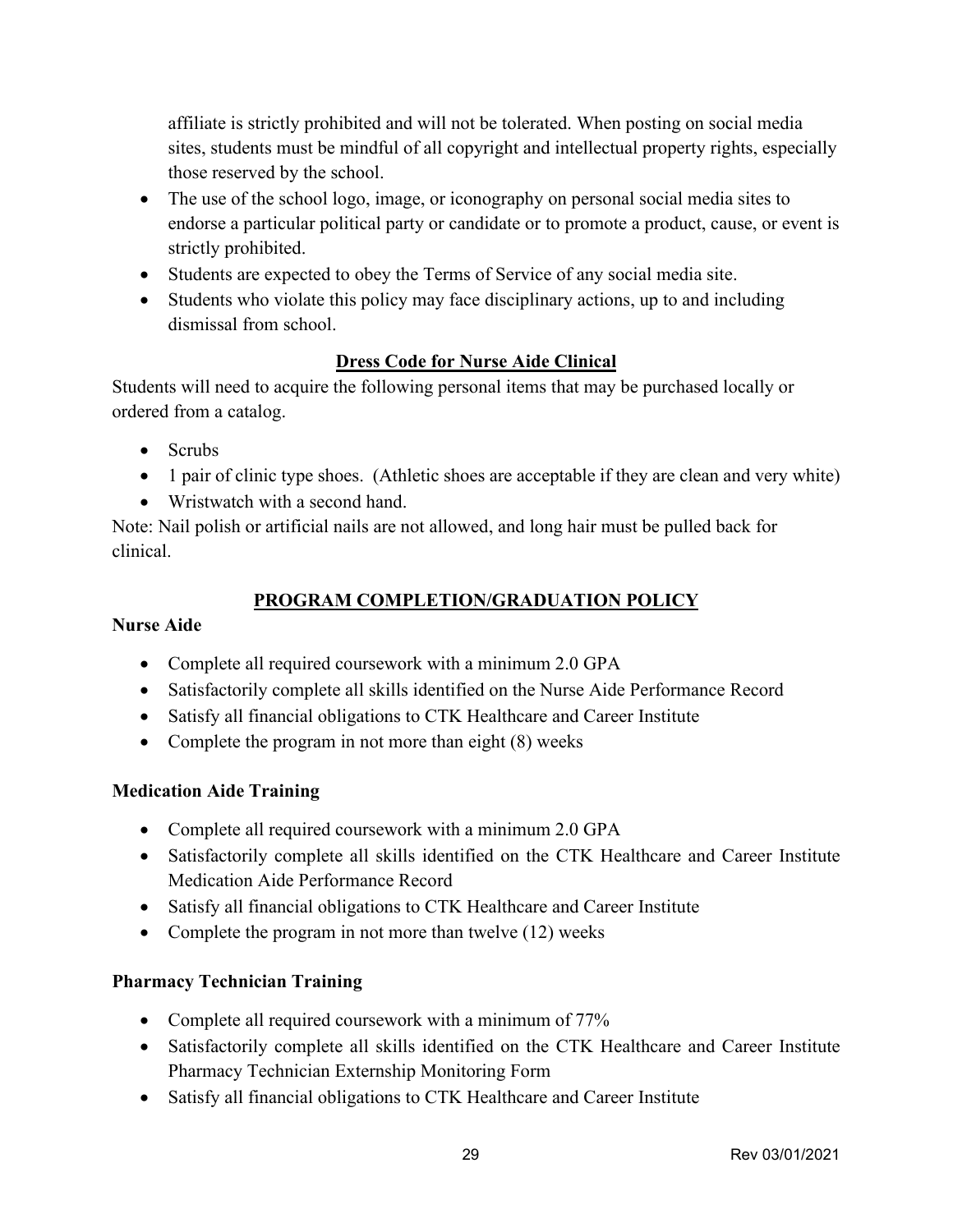affiliate is strictly prohibited and will not be tolerated. When posting on social media sites, students must be mindful of all copyright and intellectual property rights, especially those reserved by the school.

- The use of the school logo, image, or iconography on personal social media sites to endorse a particular political party or candidate or to promote a product, cause, or event is strictly prohibited.
- Students are expected to obey the Terms of Service of any social media site.
- Students who violate this policy may face disciplinary actions, up to and including dismissal from school.

## Dress Code for Nurse Aide Clinical

Students will need to acquire the following personal items that may be purchased locally or ordered from a catalog.

- Scrubs
- 1 pair of clinic type shoes. (Athletic shoes are acceptable if they are clean and very white)
- Wristwatch with a second hand.

Note: Nail polish or artificial nails are not allowed, and long hair must be pulled back for clinical.

## PROGRAM COMPLETION/GRADUATION POLICY

**Nurse Aide**

- Complete all required coursework with a minimum 2.0 GPA
- Satisfactorily complete all skills identified on the Nurse Aide Performance Record
- Satisfy all financial obligations to CTK Healthcare and Career Institute
- Complete the program in not more than eight (8) weeks

**Medication Aide Training**

- Complete all required coursework with a minimum 2.0 GPA
- Satisfactorily complete all skills identified on the CTK Healthcare and Career Institute Medication Aide Performance Record
- Satisfy all financial obligations to CTK Healthcare and Career Institute
- Complete the program in not more than twelve (12) weeks

**Pharmacy Technician Training**

- Complete all required coursework with a minimum of 77%
- Satisfactorily complete all skills identified on the CTK Healthcare and Career Institute Pharmacy Technician Externship Monitoring Form
- Satisfy all financial obligations to CTK Healthcare and Career Institute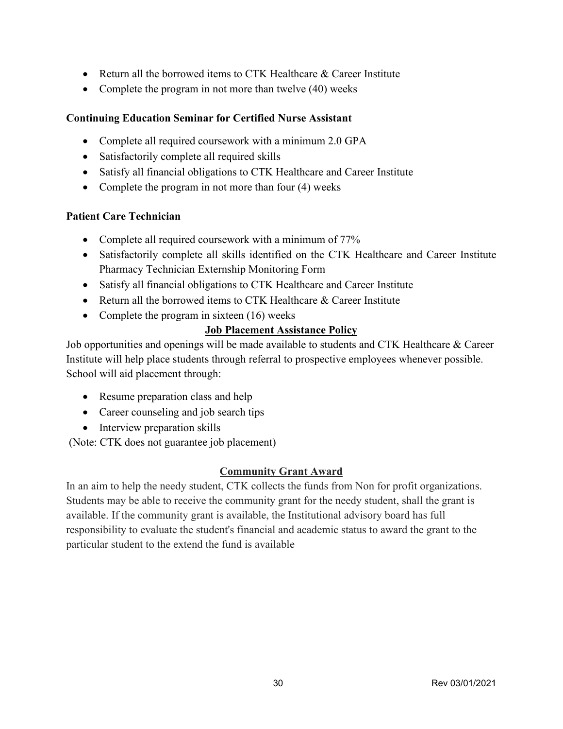- Return all the borrowed items to CTK Healthcare & Career Institute
- Complete the program in not more than twelve (40) weeks

**Continuing Education Seminar for Certified Nurse Assistant**

- Complete all required coursework with a minimum 2.0 GPA
- Satisfactorily complete all required skills
- Satisfy all financial obligations to CTK Healthcare and Career Institute
- Complete the program in not more than four (4) weeks

**Patient Care Technician**

- Complete all required coursework with a minimum of 77%
- Satisfactorily complete all skills identified on the CTK Healthcare and Career Institute Pharmacy Technician Externship Monitoring Form
- Satisfy all financial obligations to CTK Healthcare and Career Institute
- Return all the borrowed items to CTK Healthcare & Career Institute
- Complete the program in sixteen (16) weeks

## Job Placement Assistance Policy

Job opportunities and openings will be made available to students and CTK Healthcare & Career Institute will help place students through referral to prospective employees whenever possible. School will aid placement through:

- Resume preparation class and help
- Career counseling and job search tips
- Interview preparation skills

(Note: CTK does not guarantee job placement)

## Community Grant Award

In an aim to help the needy student, CTK collects the funds from Non for profit organizations. Students may be able to receive the community grant for the needy student, shall the grant is available. If the community grant is available, the Institutional advisory board has full responsibility to evaluate the student's financial and academic status to award the grant to the particular student to the extend the fund is available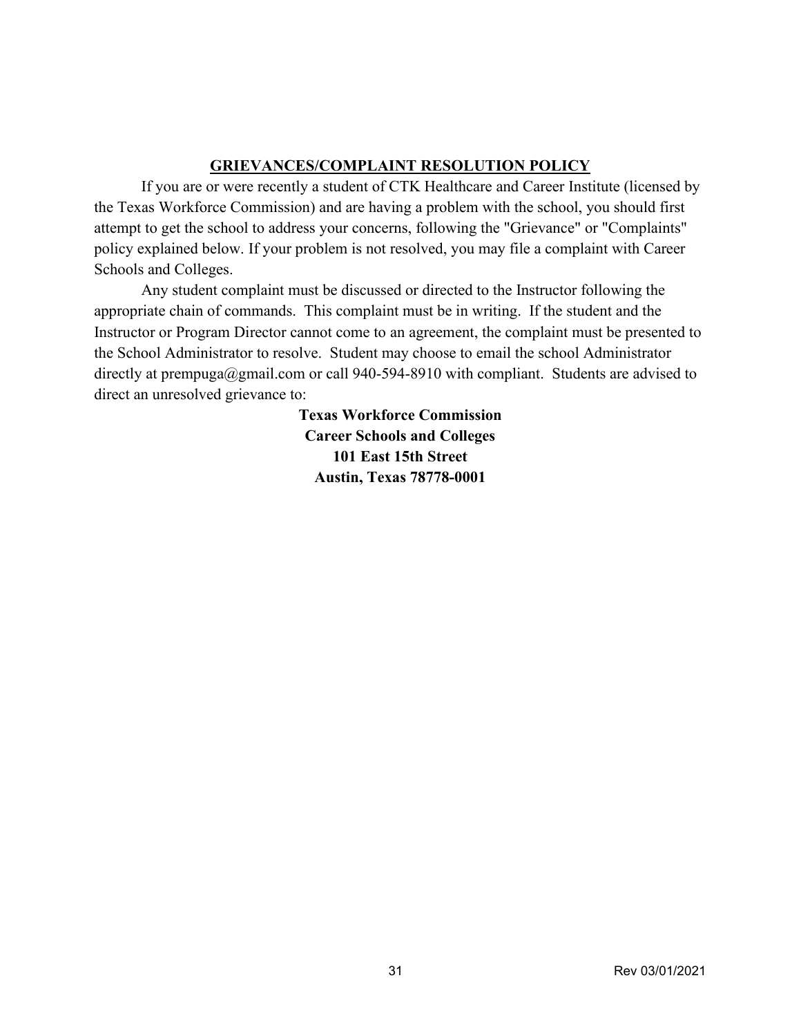## GRIEVANCES/COMPLAINT RESOLUTION POLICY

If you are or were recently a student of CTK Healthcare and Career Institute (licensed by the Texas Workforce Commission) and are having a problem with the school, you should first attempt to get the school to address your concerns, following the "Grievance" or "Complaints" policy explained below. If your problem is not resolved, you may file a complaint with Career Schools and Colleges.

Any student complaint must be discussed or directed to the Instructor following the appropriate chain of commands. This complaint must be in writing. If the student and the Instructor or Program Director cannot come to an agreement, the complaint must be presented to the School Administrator to resolve. Student may choose to email the school Administrator directly at prempuga@gmail.com or call 940-594-8910 with compliant. Students are advised to direct an unresolved grievance to:

**Texas Workforce Commission**
**Career Schools and Colleges**
**101 East 15th Street**
**Austin, Texas 78778-0001**